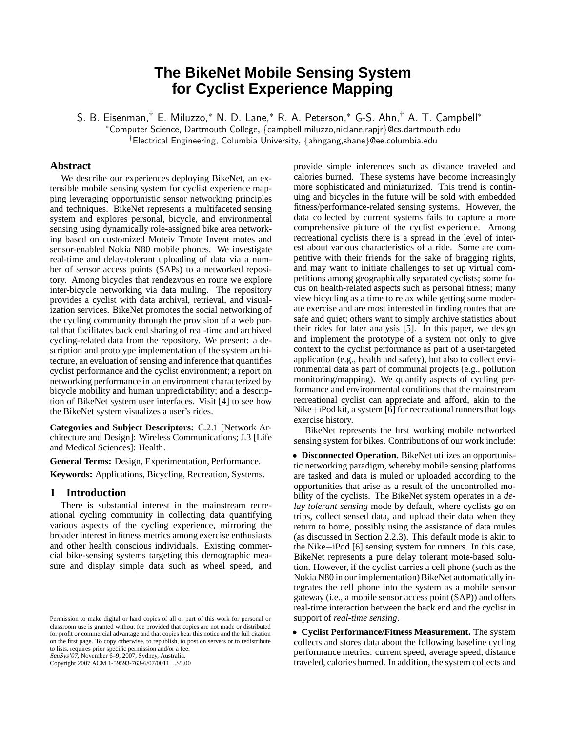# The BikeNet Mobile Sensing System for Cyclist Experience Mapping

S. B. Eisenman,[†] E. Miluzzo,[*] N. D. Lane,[*] R. A. Peterson,[*] G-S. Ahn,[†] A. T. Campbell[*]

[*]Computer Science, Dartmouth College, {campbell,miluzzo,niclane,rapjr}@cs.dartmouth.edu

[†]Electrical Engineering, Columbia University, {ahngang,shane}@ee.columbia.edu

## Abstract

We describe our experiences deploying BikeNet, an extensible mobile sensing system for cyclist experience mapping leveraging opportunistic sensor networking principles and techniques. BikeNet represents a multifaceted sensing system and explores personal, bicycle, and environmental sensing using dynamically role-assigned bike area networking based on customized Moteiv Tmote Invent motes and sensor-enabled Nokia N80 mobile phones. We investigate real-time and delay-tolerant uploading of data via a number of sensor access points (SAPs) to a networked repository. Among bicycles that rendezvous en route we explore inter-bicycle networking via data muling. The repository provides a cyclist with data archival, retrieval, and visualization services. BikeNet promotes the social networking of the cycling community through the provision of a web portal that facilitates back end sharing of real-time and archived cycling-related data from the repository. We present: a description and prototype implementation of the system architecture, an evaluation of sensing and inference that quantifies cyclist performance and the cyclist environment; a report on networking performance in an environment characterized by bicycle mobility and human unpredictability; and a description of BikeNet system user interfaces. Visit [4] to see how the BikeNet system visualizes a user's rides.

**Categories and Subject Descriptors:** C.2.1 [Network Architecture and Design]: Wireless Communications; J.3 [Life and Medical Sciences]: Health.

**General Terms:** Design, Experimentation, Performance.

**Keywords:** Applications, Bicycling, Recreation, Systems.

## 1 Introduction

There is substantial interest in the mainstream recreational cycling community in collecting data quantifying various aspects of the cycling experience, mirroring the broader interest in fitness metrics among exercise enthusiasts and other health conscious individuals. Existing commercial bike-sensing systems targeting this demographic measure and display simple data such as wheel speed, and provide simple inferences such as distance traveled and calories burned. These systems have become increasingly more sophisticated and miniaturized. This trend is continuing and bicycles in the future will be sold with embedded fitness/performance-related sensing systems. However, the data collected by current systems fails to capture a more comprehensive picture of the cyclist experience. Among recreational cyclists there is a spread in the level of interest about various characteristics of a ride. Some are competitive with their friends for the sake of bragging rights, and may want to initiate challenges to set up virtual competitions among geographically separated cyclists; some focus on health-related aspects such as personal fitness; many view bicycling as a time to relax while getting some moderate exercise and are most interested in finding routes that are safe and quiet; others want to simply archive statistics about their rides for later analysis [5]. In this paper, we design and implement the prototype of a system not only to give context to the cyclist performance as part of a user-targeted application (e.g., health and safety), but also to collect environmental data as part of communal projects (e.g., pollution monitoring/mapping). We quantify aspects of cycling performance and environmental conditions that the mainstream recreational cyclist can appreciate and afford, akin to the Nike+iPod kit, a system [6] for recreational runners that logs exercise history.

BikeNet represents the first working mobile networked sensing system for bikes. Contributions of our work include:

- **Disconnected Operation.** BikeNet utilizes an opportunistic networking paradigm, whereby mobile sensing platforms are tasked and data is muled or uploaded according to the opportunities that arise as a result of the uncontrolled mobility of the cyclists. The BikeNet system operates in a *delay tolerant sensing* mode by default, where cyclists go on trips, collect sensed data, and upload their data when they return to home, possibly using the assistance of data mules (as discussed in Section 2.2.3). This default mode is akin to the Nike+iPod [6] sensing system for runners. In this case, BikeNet represents a pure delay tolerant mote-based solution. However, if the cyclist carries a cell phone (such as the Nokia N80 in our implementation) BikeNet automatically integrates the cell phone into the system as a mobile sensor gateway (i.e., a mobile sensor access point (SAP)) and offers real-time interaction between the back end and the cyclist in support of *real-time sensing*.

- **Cyclist Performance/Fitness Measurement.** The system collects and stores data about the following baseline cycling performance metrics: current speed, average speed, distance traveled, calories burned. In addition, the system collects and

Permission to make digital or hard copies of all or part of this work for personal or classroom use is granted without fee provided that copies are not made or distributed for profit or commercial advantage and that copies bear this notice and the full citation on the first page. To copy otherwise, to republish, to post on servers or to redistribute to lists, requires prior specific permission and/or a fee.
*SenSys'07*, November 6–9, 2007, Sydney, Australia.
Copyright 2007 ACM 1-59593-763-6/07/0011 ...$5.00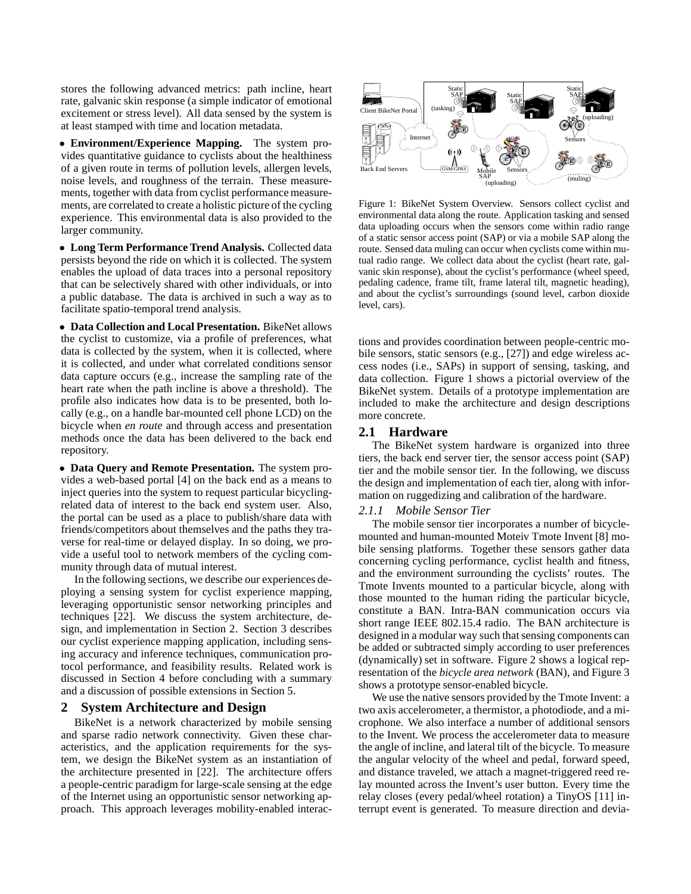stores the following advanced metrics: path incline, heart rate, galvanic skin response (a simple indicator of emotional excitement or stress level). All data sensed by the system is at least stamped with time and location metadata.

- **Environment/Experience Mapping.** The system provides quantitative guidance to cyclists about the healthiness of a given route in terms of pollution levels, allergen levels, noise levels, and roughness of the terrain. These measurements, together with data from cyclist performance measurements, are correlated to create a holistic picture of the cycling experience. This environmental data is also provided to the larger community.

- **Long Term Performance Trend Analysis.** Collected data persists beyond the ride on which it is collected. The system enables the upload of data traces into a personal repository that can be selectively shared with other individuals, or into a public database. The data is archived in such a way as to facilitate spatio-temporal trend analysis.

- **Data Collection and Local Presentation.** BikeNet allows the cyclist to customize, via a profile of preferences, what data is collected by the system, when it is collected, where it is collected, and under what correlated conditions sensor data capture occurs (e.g., increase the sampling rate of the heart rate when the path incline is above a threshold). The profile also indicates how data is to be presented, both locally (e.g., on a handle bar-mounted cell phone LCD) on the bicycle when *en route* and through access and presentation methods once the data has been delivered to the back end repository.

- **Data Query and Remote Presentation.** The system provides a web-based portal [4] on the back end as a means to inject queries into the system to request particular bicycling-related data of interest to the back end system user. Also, the portal can be used as a place to publish/share data with friends/competitors about themselves and the paths they traverse for real-time or delayed display. In so doing, we provide a useful tool to network members of the cycling community through data of mutual interest.

In the following sections, we describe our experiences deploying a sensing system for cyclist experience mapping, leveraging opportunistic sensor networking principles and techniques [22]. We discuss the system architecture, design, and implementation in Section 2. Section 3 describes our cyclist experience mapping application, including sensing accuracy and inference techniques, communication protocol performance, and feasibility results. Related work is discussed in Section 4 before concluding with a summary and a discussion of possible extensions in Section 5.

## 2 System Architecture and Design

BikeNet is a network characterized by mobile sensing and sparse radio network connectivity. Given these characteristics, and the application requirements for the system, we design the BikeNet system as an instantiation of the architecture presented in [22]. The architecture offers a people-centric paradigm for large-scale sensing at the edge of the Internet using an opportunistic sensor networking approach. This approach leverages mobility-enabled interactions and provides coordination between people-centric mobile sensors, static sensors (e.g., [27]) and edge wireless access nodes (i.e., SAPs) in support of sensing, tasking, and data collection. Figure 1 shows a pictorial overview of the BikeNet system. Details of a prototype implementation are included to make the architecture and design descriptions more concrete.

Figure 1: BikeNet System Overview. Sensors collect cyclist and environmental data along the route. Application tasking and sensed data uploading occurs when the sensors come within radio range of a static sensor access point (SAP) or via a mobile SAP along the route. Sensed data muling can occur when cyclists come within mutual radio range. We collect data about the cyclist (heart rate, galvanic skin response), about the cyclist's performance (wheel speed, pedaling cadence, frame tilt, frame lateral tilt, magnetic heading), and about the cyclist's surroundings (sound level, carbon dioxide level, cars).

### 2.1 Hardware

The BikeNet system hardware is organized into three tiers, the back end server tier, the sensor access point (SAP) tier and the mobile sensor tier. In the following, we discuss the design and implementation of each tier, along with information on ruggedizing and calibration of the hardware.

#### 2.1.1 Mobile Sensor Tier

The mobile sensor tier incorporates a number of bicycle-mounted and human-mounted Moteiv Tmote Invent [8] mobile sensing platforms. Together these sensors gather data concerning cycling performance, cyclist health and fitness, and the environment surrounding the cyclists' routes. The Tmote Invents mounted to a particular bicycle, along with those mounted to the human riding the particular bicycle, constitute a BAN. Intra-BAN communication occurs via short range IEEE 802.15.4 radio. The BAN architecture is designed in a modular way such that sensing components can be added or subtracted simply according to user preferences (dynamically) set in software. Figure 2 shows a logical representation of the *bicycle area network* (BAN), and Figure 3 shows a prototype sensor-enabled bicycle.

We use the native sensors provided by the Tmote Invent: a two axis accelerometer, a thermistor, a photodiode, and a microphone. We also interface a number of additional sensors to the Invent. We process the accelerometer data to measure the angle of incline, and lateral tilt of the bicycle. To measure the angular velocity of the wheel and pedal, forward speed, and distance traveled, we attach a magnet-triggered reed relay mounted across the Invent's user button. Every time the relay closes (every pedal/wheel rotation) a TinyOS [11] interrupt event is generated. To measure direction and devia-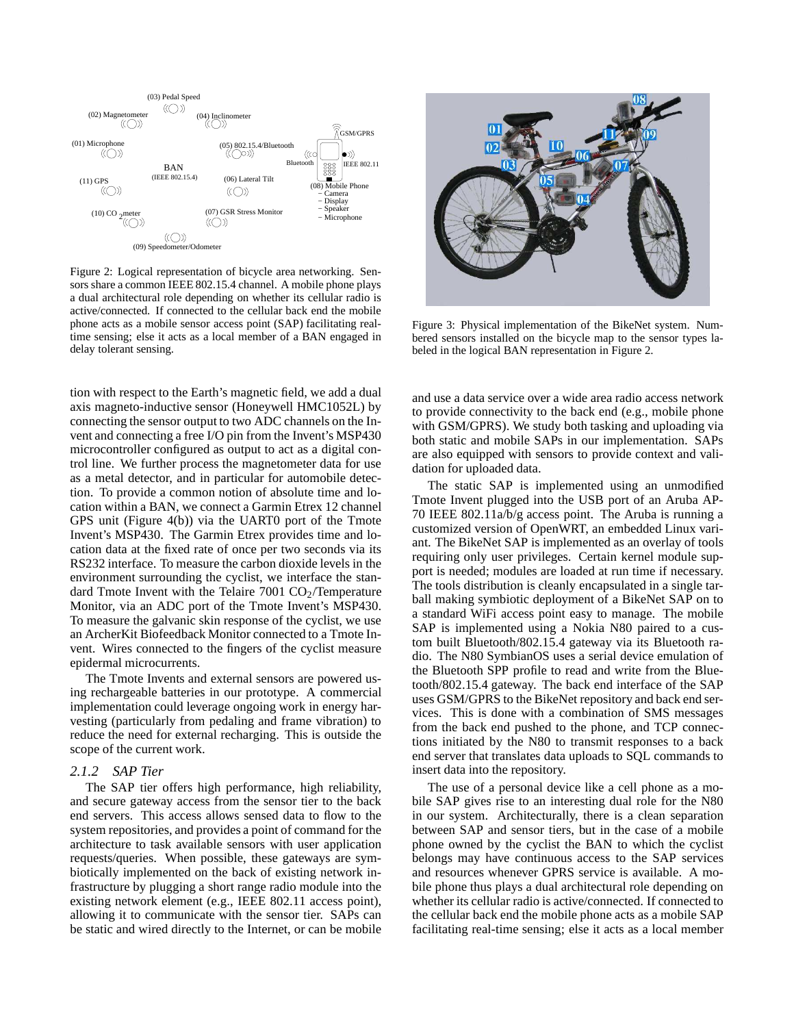(03) Pedal Speed

(02) Magnetometer

(04) Inclinometer

GSM/GPRS

(01) Microphone

(05) 802.15.4/Bluetooth

Bluetooth

IEEE 802.11

BAN

(IEEE 802.15.4)

(11) GPS

(06) Lateral Tilt

(08) Mobile Phone
- Camera
- Display
- Speaker
- Microphone

(10) $CO_2$ meter

(07) GSR Stress Monitor

(09) Speedometer/Odometer

Figure 2: Logical representation of bicycle area networking. Sensors share a common IEEE 802.15.4 channel. A mobile phone plays a dual architectural role depending on whether its cellular radio is active/connected. If connected to the cellular back end the mobile phone acts as a mobile sensor access point (SAP) facilitating real-time sensing; else it acts as a local member of a BAN engaged in delay tolerant sensing.

Figure 3: Physical implementation of the BikeNet system. Numbered sensors installed on the bicycle map to the sensor types labeled in the logical BAN representation in Figure 2.

tion with respect to the Earth's magnetic field, we add a dual axis magneto-inductive sensor (Honeywell HMC1052L) by connecting the sensor output to two ADC channels on the Invent and connecting a free I/O pin from the Invent's MSP430 microcontroller configured as output to act as a digital control line. We further process the magnetometer data for use as a metal detector, and in particular for automobile detection. To provide a common notion of absolute time and location within a BAN, we connect a Garmin Etrex 12 channel GPS unit (Figure 4(b)) via the UART0 port of the Tmote Invent's MSP430. The Garmin Etrex provides time and location data at the fixed rate of once per two seconds via its RS232 interface. To measure the carbon dioxide levels in the environment surrounding the cyclist, we interface the standard Tmote Invent with the Telaire 7001 $CO_2$/Temperature Monitor, via an ADC port of the Tmote Invent's MSP430. To measure the galvanic skin response of the cyclist, we use an ArcherKit Biofeedback Monitor connected to a Tmote Invent. Wires connected to the fingers of the cyclist measure epidermal microcurrents.

The Tmote Invents and external sensors are powered using rechargeable batteries in our prototype. A commercial implementation could leverage ongoing work in energy harvesting (particularly from pedaling and frame vibration) to reduce the need for external recharging. This is outside the scope of the current work.

### *2.1.2 SAP Tier*

The SAP tier offers high performance, high reliability, and secure gateway access from the sensor tier to the back end servers. This access allows sensed data to flow to the system repositories, and provides a point of command for the architecture to task available sensors with user application requests/queries. When possible, these gateways are symbiotically implemented on the back of existing network infrastructure by plugging a short range radio module into the existing network element (e.g., IEEE 802.11 access point), allowing it to communicate with the sensor tier. SAPs can be static and wired directly to the Internet, or can be mobile and use a data service over a wide area radio access network to provide connectivity to the back end (e.g., mobile phone with GSM/GPRS). We study both tasking and uploading via both static and mobile SAPs in our implementation. SAPs are also equipped with sensors to provide context and validation for uploaded data.

The static SAP is implemented using an unmodified Tmote Invent plugged into the USB port of an Aruba AP-70 IEEE 802.11a/b/g access point. The Aruba is running a customized version of OpenWRT, an embedded Linux variant. The BikeNet SAP is implemented as an overlay of tools requiring only user privileges. Certain kernel module support is needed; modules are loaded at run time if necessary. The tools distribution is cleanly encapsulated in a single tarball making symbiotic deployment of a BikeNet SAP on to a standard WiFi access point easy to manage. The mobile SAP is implemented using a Nokia N80 paired to a custom built Bluetooth/802.15.4 gateway via its Bluetooth radio. The N80 SymbianOS uses a serial device emulation of the Bluetooth SPP profile to read and write from the Bluetooth/802.15.4 gateway. The back end interface of the SAP uses GSM/GPRS to the BikeNet repository and back end services. This is done with a combination of SMS messages from the back end pushed to the phone, and TCP connections initiated by the N80 to transmit responses to a back end server that translates data uploads to SQL commands to insert data into the repository.

The use of a personal device like a cell phone as a mobile SAP gives rise to an interesting dual role for the N80 in our system. Architecturally, there is a clean separation between SAP and sensor tiers, but in the case of a mobile phone owned by the cyclist the BAN to which the cyclist belongs may have continuous access to the SAP services and resources whenever GPRS service is available. A mobile phone thus plays a dual architectural role depending on whether its cellular radio is active/connected. If connected to the cellular back end the mobile phone acts as a mobile SAP facilitating real-time sensing; else it acts as a local member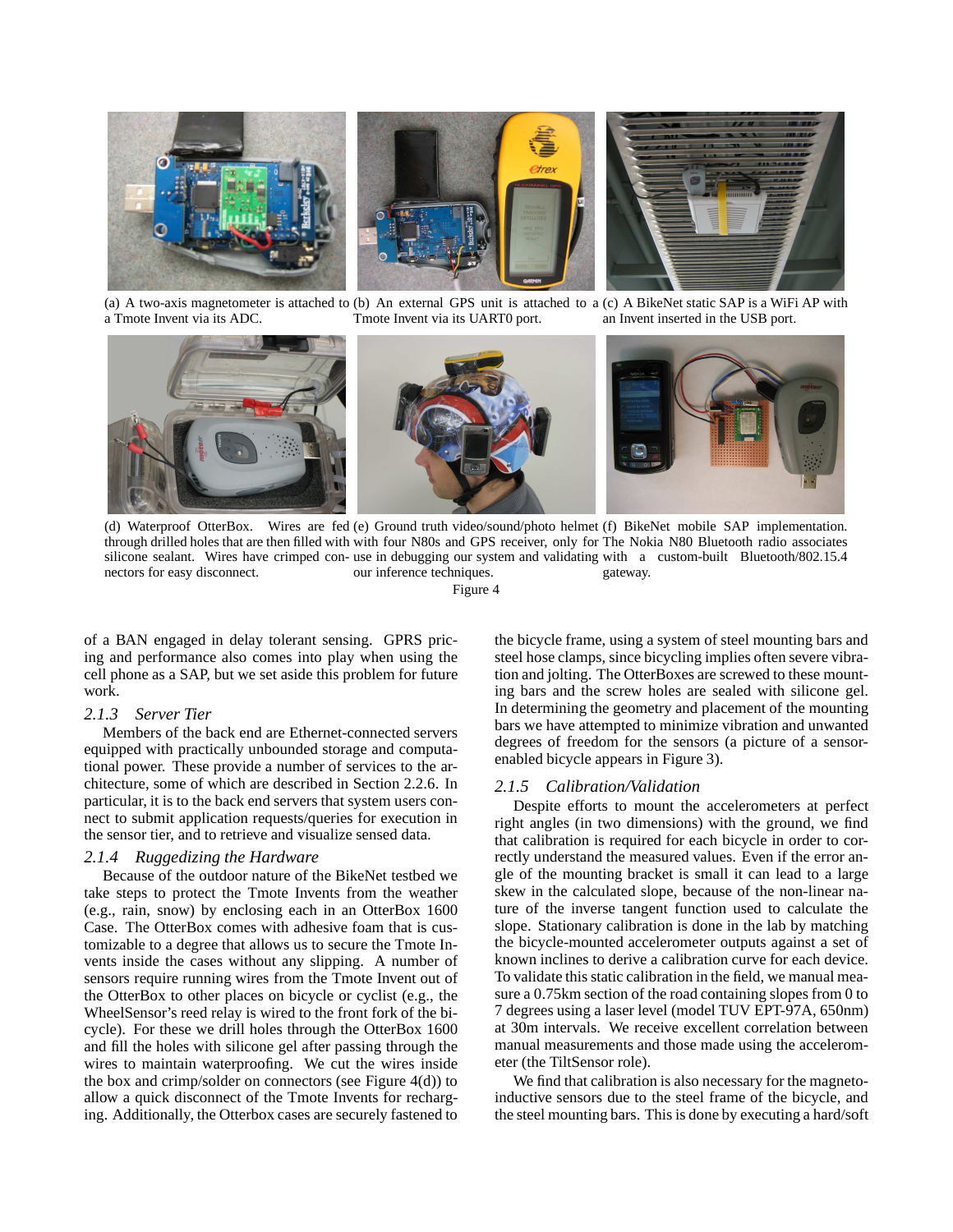(a) A two-axis magnetometer is attached to a Tmote Invent via its ADC.

(b) An external GPS unit is attached to a Tmote Invent via its UART0 port.

(c) A BikeNet static SAP is a WiFi AP with an Invent inserted in the USB port.

(d) Waterproof OtterBox. Wires are fed through drilled holes that are then filled with silicone sealant. Wires have crimped connectors for easy disconnect.

(e) Ground truth video/sound/photo helmet with four N80s and GPS receiver, only for use in debugging our system and validating our inference techniques.

(f) BikeNet mobile SAP implementation. The Nokia N80 Bluetooth radio associates with a custom-built Bluetooth/802.15.4 gateway.

Figure 4

of a BAN engaged in delay tolerant sensing. GPRS pricing and performance also comes into play when using the cell phone as a SAP, but we set aside this problem for future work.

### 2.1.3 Server Tier

Members of the back end are Ethernet-connected servers equipped with practically unbounded storage and computational power. These provide a number of services to the architecture, some of which are described in Section 2.2.6. In particular, it is to the back end servers that system users connect to submit application requests/queries for execution in the sensor tier, and to retrieve and visualize sensed data.

### 2.1.4 Ruggedizing the Hardware

Because of the outdoor nature of the BikeNet testbed we take steps to protect the Tmote Invents from the weather (e.g., rain, snow) by enclosing each in an OtterBox 1600 Case. The OtterBox comes with adhesive foam that is customizable to a degree that allows us to secure the Tmote Invents inside the cases without any slipping. A number of sensors require running wires from the Tmote Invent out of the OtterBox to other places on bicycle or cyclist (e.g., the WheelSensor's reed relay is wired to the front fork of the bicycle). For these we drill holes through the OtterBox 1600 and fill the holes with silicone gel after passing through the wires to maintain waterproofing. We cut the wires inside the box and crimp/solder on connectors (see Figure 4(d)) to allow a quick disconnect of the Tmote Invents for recharging. Additionally, the Otterbox cases are securely fastened to the bicycle frame, using a system of steel mounting bars and steel hose clamps, since bicycling implies often severe vibration and jolting. The OtterBoxes are screwed to these mounting bars and the screw holes are sealed with silicone gel. In determining the geometry and placement of the mounting bars we have attempted to minimize vibration and unwanted degrees of freedom for the sensors (a picture of a sensor-enabled bicycle appears in Figure 3).

### 2.1.5 Calibration/Validation

Despite efforts to mount the accelerometers at perfect right angles (in two dimensions) with the ground, we find that calibration is required for each bicycle in order to correctly understand the measured values. Even if the error angle of the mounting bracket is small it can lead to a large skew in the calculated slope, because of the non-linear nature of the inverse tangent function used to calculate the slope. Stationary calibration is done in the lab by matching the bicycle-mounted accelerometer outputs against a set of known inclines to derive a calibration curve for each device. To validate this static calibration in the field, we manual measure a 0.75km section of the road containing slopes from 0 to 7 degrees using a laser level (model TUV EPT-97A, 650nm) at 30m intervals. We receive excellent correlation between manual measurements and those made using the accelerometer (the TiltSensor role).

We find that calibration is also necessary for the magneto-inductive sensors due to the steel frame of the bicycle, and the steel mounting bars. This is done by executing a hard/soft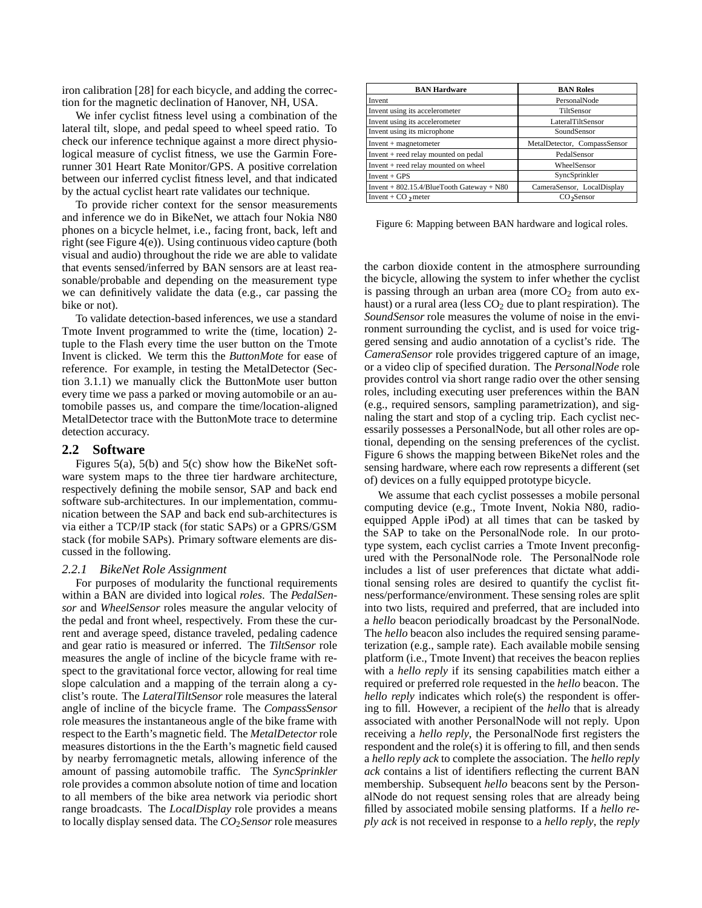iron calibration [28] for each bicycle, and adding the correction for the magnetic declination of Hanover, NH, USA.

We infer cyclist fitness level using a combination of the lateral tilt, slope, and pedal speed to wheel speed ratio. To check our inference technique against a more direct physiological measure of cyclist fitness, we use the Garmin Forerunner 301 Heart Rate Monitor/GPS. A positive correlation between our inferred cyclist fitness level, and that indicated by the actual cyclist heart rate validates our technique.

To provide richer context for the sensor measurements and inference we do in BikeNet, we attach four Nokia N80 phones on a bicycle helmet, i.e., facing front, back, left and right (see Figure 4(e)). Using continuous video capture (both visual and audio) throughout the ride we are able to validate that events sensed/inferred by BAN sensors are at least reasonable/probable and depending on the measurement type we can definitively validate the data (e.g., car passing the bike or not).

To validate detection-based inferences, we use a standard Tmote Invent programmed to write the (time, location) 2-tuple to the Flash every time the user button on the Tmote Invent is clicked. We term this the *ButtonMote* for ease of reference. For example, in testing the MetalDetector (Section 3.1.1) we manually click the ButtonMote user button every time we pass a parked or moving automobile or an automobile passes us, and compare the time/location-aligned MetalDetector trace with the ButtonMote trace to determine detection accuracy.

## 2.2 Software

Figures 5(a), 5(b) and 5(c) show how the BikeNet software system maps to the three tier hardware architecture, respectively defining the mobile sensor, SAP and back end software sub-architectures. In our implementation, communication between the SAP and back end sub-architectures is via either a TCP/IP stack (for static SAPs) or a GPRS/GSM stack (for mobile SAPs). Primary software elements are discussed in the following.

### 2.2.1 BikeNet Role Assignment

For purposes of modularity the functional requirements within a BAN are divided into logical *roles*. The *PedalSensor* and *WheelSensor* roles measure the angular velocity of the pedal and front wheel, respectively. From these the current and average speed, distance traveled, pedaling cadence and gear ratio is measured or inferred. The *TiltSensor* role measures the angle of incline of the bicycle frame with respect to the gravitational force vector, allowing for real time slope calculation and a mapping of the terrain along a cyclist's route. The *LateralTiltSensor* role measures the lateral angle of incline of the bicycle frame. The *CompassSensor* role measures the instantaneous angle of the bike frame with respect to the Earth's magnetic field. The *MetalDetector* role measures distortions in the the Earth's magnetic field caused by nearby ferromagnetic metals, allowing inference of the amount of passing automobile traffic. The *SyncSprinkler* role provides a common absolute notion of time and location to all members of the bike area network via periodic short range broadcasts. The *LocalDisplay* role provides a means to locally display sensed data. The *$CO_2$Sensor* role measures the carbon dioxide content in the atmosphere surrounding the bicycle, allowing the system to infer whether the cyclist is passing through an urban area (more $CO_2$ from auto exhaust) or a rural area (less $CO_2$ due to plant respiration). The *SoundSensor* role measures the volume of noise in the environment surrounding the cyclist, and is used for voice triggered sensing and audio annotation of a cyclist's ride. The *CameraSensor* role provides triggered capture of an image, or a video clip of specified duration. The *PersonalNode* role provides control via short range radio over the other sensing roles, including executing user preferences within the BAN (e.g., required sensors, sampling parametrization), and signaling the start and stop of a cycling trip. Each cyclist necessarily possesses a PersonalNode, but all other roles are optional, depending on the sensing preferences of the cyclist. Figure 6 shows the mapping between BikeNet roles and the sensing hardware, where each row represents a different (set of) devices on a fully equipped prototype bicycle.

| BAN Hardware | BAN Roles |
|---|---|
| Invent | PersonalNode |
| Invent using its accelerometer | TiltSensor |
| Invent using its accelerometer | LateralTiltSensor |
| Invent using its microphone | SoundSensor |
| Invent + magnetometer | MetalDetector, CompassSensor |
| Invent + reed relay mounted on pedal | PedalSensor |
| Invent + reed relay mounted on wheel | WheelSensor |
| Invent + GPS | SyncSprinkler |
| Invent + 802.15.4/BlueTooth Gateway + N80 | CameraSensor, LocalDisplay |
| Invent + $CO_2$ meter | $CO_2$Sensor |

Figure 6: Mapping between BAN hardware and logical roles.

We assume that each cyclist possesses a mobile personal computing device (e.g., Tmote Invent, Nokia N80, radio-equipped Apple iPod) at all times that can be tasked by the SAP to take on the PersonalNode role. In our prototype system, each cyclist carries a Tmote Invent preconfigured with the PersonalNode role. The PersonalNode role includes a list of user preferences that dictate what additional sensing roles are desired to quantify the cyclist fitness/performance/environment. These sensing roles are split into two lists, required and preferred, that are included into a *hello* beacon periodically broadcast by the PersonalNode. The *hello* beacon also includes the required sensing parameterization (e.g., sample rate). Each available mobile sensing platform (i.e., Tmote Invent) that receives the beacon replies with a *hello reply* if its sensing capabilities match either a required or preferred role requested in the *hello* beacon. The *hello reply* indicates which role(s) the respondent is offering to fill. However, a recipient of the *hello* that is already associated with another PersonalNode will not reply. Upon receiving a *hello reply*, the PersonalNode first registers the respondent and the role(s) it is offering to fill, and then sends a *hello reply ack* to complete the association. The *hello reply ack* contains a list of identifiers reflecting the current BAN membership. Subsequent *hello* beacons sent by the PersonalNode do not request sensing roles that are already being filled by associated mobile sensing platforms. If a *hello reply ack* is not received in response to a *hello reply*, the *reply*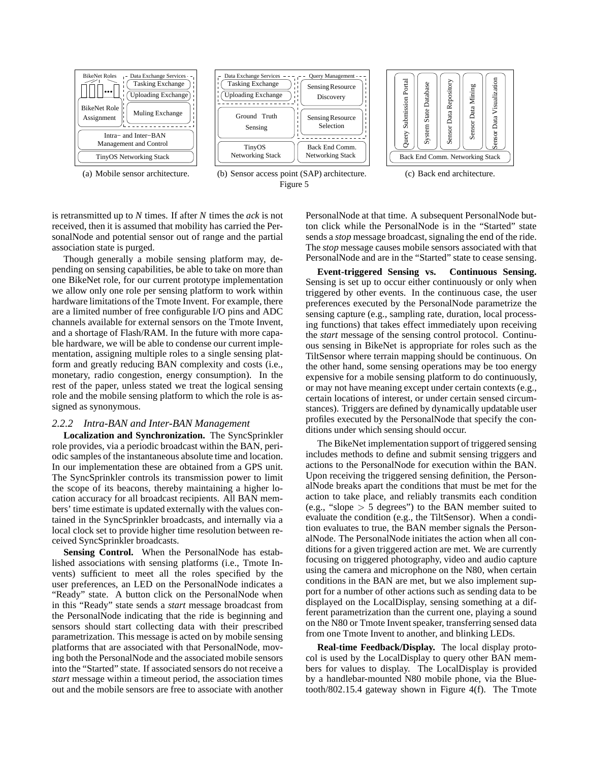(a) Mobile sensor architecture.

(b) Sensor access point (SAP) architecture.

(c) Back end architecture.

Figure 5

is retransmitted up to *N* times. If after *N* times the *ack* is not received, then it is assumed that mobility has carried the PersonalNode and potential sensor out of range and the partial association state is purged.

Though generally a mobile sensing platform may, depending on sensing capabilities, be able to take on more than one BikeNet role, for our current prototype implementation we allow only one role per sensing platform to work within hardware limitations of the Tmote Invent. For example, there are a limited number of free configurable I/O pins and ADC channels available for external sensors on the Tmote Invent, and a shortage of Flash/RAM. In the future with more capable hardware, we will be able to condense our current implementation, assigning multiple roles to a single sensing platform and greatly reducing BAN complexity and costs (i.e., monetary, radio congestion, energy consumption). In the rest of the paper, unless stated we treat the logical sensing role and the mobile sensing platform to which the role is assigned as synonymous.

### 2.2.2 Intra-BAN and Inter-BAN Management

**Localization and Synchronization.** The SyncSprinkler role provides, via a periodic broadcast within the BAN, periodic samples of the instantaneous absolute time and location. In our implementation these are obtained from a GPS unit. The SyncSprinkler controls its transmission power to limit the scope of its beacons, thereby maintaining a higher location accuracy for all broadcast recipients. All BAN members' time estimate is updated externally with the values contained in the SyncSprinkler broadcasts, and internally via a local clock set to provide higher time resolution between received SyncSprinkler broadcasts.

**Sensing Control.** When the PersonalNode has established associations with sensing platforms (i.e., Tmote Invents) sufficient to meet all the roles specified by the user preferences, an LED on the PersonalNode indicates a "Ready" state. A button click on the PersonalNode when in this "Ready" state sends a *start* message broadcast from the PersonalNode indicating that the ride is beginning and sensors should start collecting data with their prescribed parametrization. This message is acted on by mobile sensing platforms that are associated with that PersonalNode, moving both the PersonalNode and the associated mobile sensors into the "Started" state. If associated sensors do not receive a *start* message within a timeout period, the association times out and the mobile sensors are free to associate with another PersonalNode at that time. A subsequent PersonalNode button click while the PersonalNode is in the "Started" state sends a *stop* message broadcast, signaling the end of the ride. The *stop* message causes mobile sensors associated with that PersonalNode and are in the "Started" state to cease sensing.

**Event-triggered Sensing vs. Continuous Sensing.** Sensing is set up to occur either continuously or only when triggered by other events. In the continuous case, the user preferences executed by the PersonalNode parametrize the sensing capture (e.g., sampling rate, duration, local processing functions) that takes effect immediately upon receiving the *start* message of the sensing control protocol. Continuous sensing in BikeNet is appropriate for roles such as the TiltSensor where terrain mapping should be continuous. On the other hand, some sensing operations may be too energy expensive for a mobile sensing platform to do continuously, or may not have meaning except under certain contexts (e.g., certain locations of interest, or under certain sensed circumstances). Triggers are defined by dynamically updatable user profiles executed by the PersonalNode that specify the conditions under which sensing should occur.

The BikeNet implementation support of triggered sensing includes methods to define and submit sensing triggers and actions to the PersonalNode for execution within the BAN. Upon receiving the triggered sensing definition, the PersonalNode breaks apart the conditions that must be met for the action to take place, and reliably transmits each condition (e.g., "slope $>$ 5 degrees") to the BAN member suited to evaluate the condition (e.g., the TiltSensor). When a condition evaluates to true, the BAN member signals the PersonalNode. The PersonalNode initiates the action when all conditions for a given triggered action are met. We are currently focusing on triggered photography, video and audio capture using the camera and microphone on the N80, when certain conditions in the BAN are met, but we also implement support for a number of other actions such as sending data to be displayed on the LocalDisplay, sensing something at a different parametrization than the current one, playing a sound on the N80 or Tmote Invent speaker, transferring sensed data from one Tmote Invent to another, and blinking LEDs.

**Real-time Feedback/Display.** The local display protocol is used by the LocalDisplay to query other BAN members for values to display. The LocalDisplay is provided by a handlebar-mounted N80 mobile phone, via the Bluetooth/802.15.4 gateway shown in Figure 4(f). The Tmote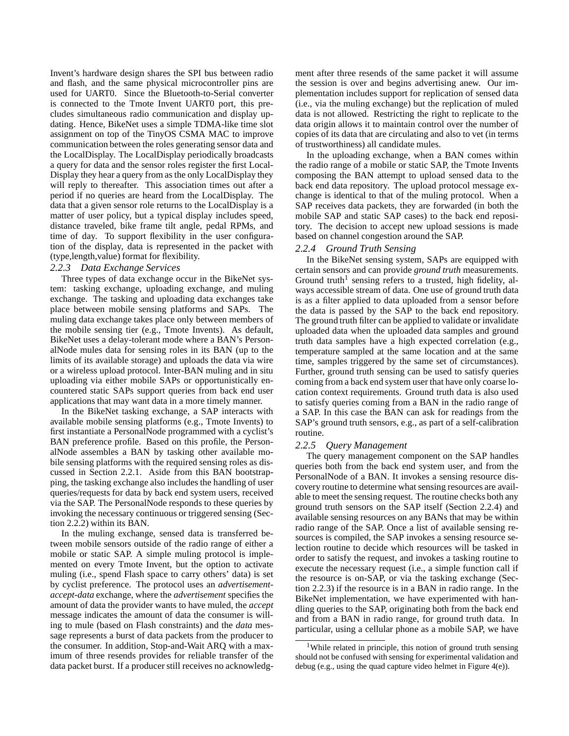Invent's hardware design shares the SPI bus between radio and flash, and the same physical microcontroller pins are used for UART0. Since the Bluetooth-to-Serial converter is connected to the Tmote Invent UART0 port, this precludes simultaneous radio communication and display updating. Hence, BikeNet uses a simple TDMA-like time slot assignment on top of the TinyOS CSMA MAC to improve communication between the roles generating sensor data and the LocalDisplay. The LocalDisplay periodically broadcasts a query for data and the sensor roles register the first LocalDisplay they hear a query from as the only LocalDisplay they will reply to thereafter. This association times out after a period if no queries are heard from the LocalDisplay. The data that a given sensor role returns to the LocalDisplay is a matter of user policy, but a typical display includes speed, distance traveled, bike frame tilt angle, pedal RPMs, and time of day. To support flexibility in the user configuration of the display, data is represented in the packet with (type,length,value) format for flexibility.

### 2.2.3 Data Exchange Services

Three types of data exchange occur in the BikeNet system: tasking exchange, uploading exchange, and muling exchange. The tasking and uploading data exchanges take place between mobile sensing platforms and SAPs. The muling data exchange takes place only between members of the mobile sensing tier (e.g., Tmote Invents). As default, BikeNet uses a delay-tolerant mode where a BAN's PersonalNode mules data for sensing roles in its BAN (up to the limits of its available storage) and uploads the data via wire or a wireless upload protocol. Inter-BAN muling and in situ uploading via either mobile SAPs or opportunistically encountered static SAPs support queries from back end user applications that may want data in a more timely manner.

In the BikeNet tasking exchange, a SAP interacts with available mobile sensing platforms (e.g., Tmote Invents) to first instantiate a PersonalNode programmed with a cyclist's BAN preference profile. Based on this profile, the PersonalNode assembles a BAN by tasking other available mobile sensing platforms with the required sensing roles as discussed in Section 2.2.1. Aside from this BAN bootstrapping, the tasking exchange also includes the handling of user queries/requests for data by back end system users, received via the SAP. The PersonalNode responds to these queries by invoking the necessary continuous or triggered sensing (Section 2.2.2) within its BAN.

In the muling exchange, sensed data is transferred between mobile sensors outside of the radio range of either a mobile or static SAP. A simple muling protocol is implemented on every Tmote Invent, but the option to activate muling (i.e., spend Flash space to carry others' data) is set by cyclist preference. The protocol uses an *advertisement-accept-data* exchange, where the *advertisement* specifies the amount of data the provider wants to have muled, the *accept* message indicates the amount of data the consumer is willing to mule (based on Flash constraints) and the *data* message represents a burst of data packets from the producer to the consumer. In addition, Stop-and-Wait ARQ with a maximum of three resends provides for reliable transfer of the data packet burst. If a producer still receives no acknowledgment after three resends of the same packet it will assume the session is over and begins advertising anew. Our implementation includes support for replication of sensed data (i.e., via the muling exchange) but the replication of muled data is not allowed. Restricting the right to replicate to the data origin allows it to maintain control over the number of copies of its data that are circulating and also to vet (in terms of trustworthiness) all candidate mules.

In the uploading exchange, when a BAN comes within the radio range of a mobile or static SAP, the Tmote Invents composing the BAN attempt to upload sensed data to the back end data repository. The upload protocol message exchange is identical to that of the muling protocol. When a SAP receives data packets, they are forwarded (in both the mobile SAP and static SAP cases) to the back end repository. The decision to accept new upload sessions is made based on channel congestion around the SAP.

### 2.2.4 Ground Truth Sensing

In the BikeNet sensing system, SAPs are equipped with certain sensors and can provide *ground truth* measurements. Ground truth[1] sensing refers to a trusted, high fidelity, always accessible stream of data. One use of ground truth data is as a filter applied to data uploaded from a sensor before the data is passed by the SAP to the back end repository. The ground truth filter can be applied to validate or invalidate uploaded data when the uploaded data samples and ground truth data samples have a high expected correlation (e.g., temperature sampled at the same location and at the same time, samples triggered by the same set of circumstances). Further, ground truth sensing can be used to satisfy queries coming from a back end system user that have only coarse location context requirements. Ground truth data is also used to satisfy queries coming from a BAN in the radio range of a SAP. In this case the BAN can ask for readings from the SAP's ground truth sensors, e.g., as part of a self-calibration routine.

### 2.2.5 Query Management

The query management component on the SAP handles queries both from the back end system user, and from the PersonalNode of a BAN. It invokes a sensing resource discovery routine to determine what sensing resources are available to meet the sensing request. The routine checks both any ground truth sensors on the SAP itself (Section 2.2.4) and available sensing resources on any BANs that may be within radio range of the SAP. Once a list of available sensing resources is compiled, the SAP invokes a sensing resource selection routine to decide which resources will be tasked in order to satisfy the request, and invokes a tasking routine to execute the necessary request (i.e., a simple function call if the resource is on-SAP, or via the tasking exchange (Section 2.2.3) if the resource is in a BAN in radio range. In the BikeNet implementation, we have experimented with handling queries to the SAP, originating both from the back end and from a BAN in radio range, for ground truth data. In particular, using a cellular phone as a mobile SAP, we have

[1] While related in principle, this notion of ground truth sensing should not be confused with sensing for experimental validation and debug (e.g., using the quad capture video helmet in Figure 4(e)).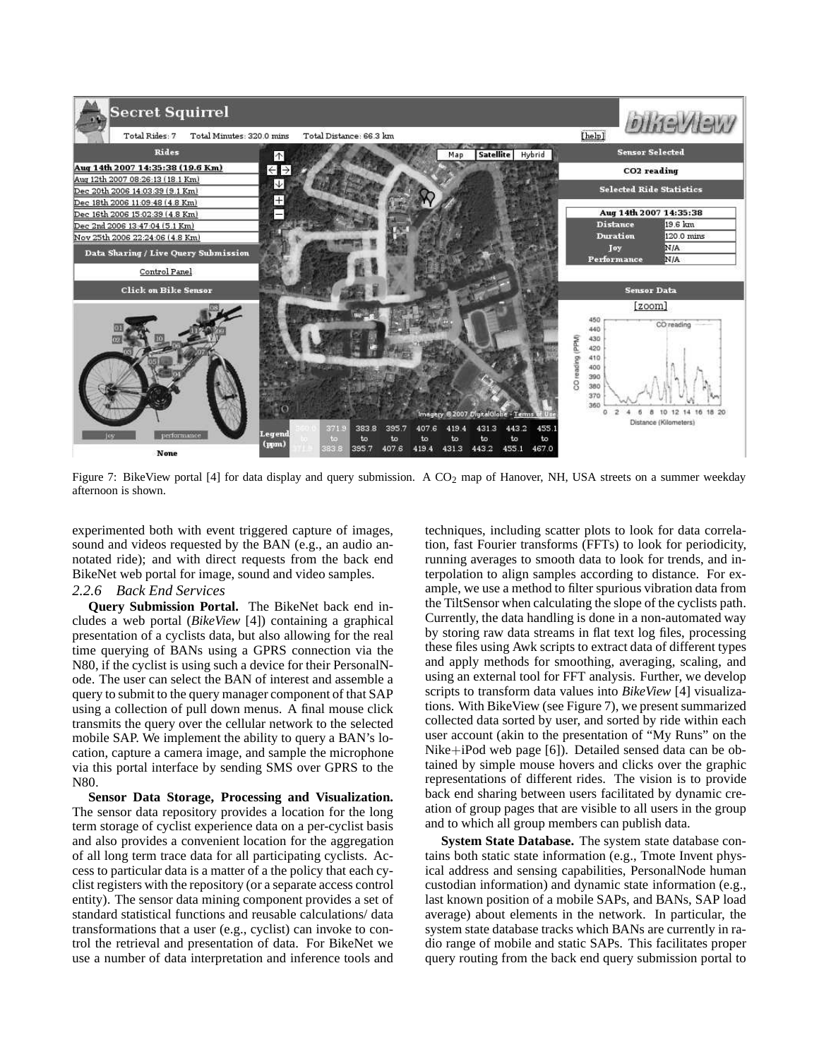Figure 7: BikeView portal [4] for data display and query submission. A $CO_2$ map of Hanover, NH, USA streets on a summer weekday afternoon is shown.

experimented both with event triggered capture of images, sound and videos requested by the BAN (e.g., an audio annotated ride); and with direct requests from the back end BikeNet web portal for image, sound and video samples.

#### 2.2.6 Back End Services

**Query Submission Portal.** The BikeNet back end includes a web portal (*BikeView* [4]) containing a graphical presentation of a cyclists data, but also allowing for the real time querying of BANs using a GPRS connection via the N80, if the cyclist is using such a device for their PersonalNode. The user can select the BAN of interest and assemble a query to submit to the query manager component of that SAP using a collection of pull down menus. A final mouse click transmits the query over the cellular network to the selected mobile SAP. We implement the ability to query a BAN's location, capture a camera image, and sample the microphone via this portal interface by sending SMS over GPRS to the N80.

**Sensor Data Storage, Processing and Visualization.** The sensor data repository provides a location for the long term storage of cyclist experience data on a per-cyclist basis and also provides a convenient location for the aggregation of all long term trace data for all participating cyclists. Access to particular data is a matter of a the policy that each cyclist registers with the repository (or a separate access control entity). The sensor data mining component provides a set of standard statistical functions and reusable calculations/ data transformations that a user (e.g., cyclist) can invoke to control the retrieval and presentation of data. For BikeNet we use a number of data interpretation and inference tools and techniques, including scatter plots to look for data correlation, fast Fourier transforms (FFTs) to look for periodicity, running averages to smooth data to look for trends, and interpolation to align samples according to distance. For example, we use a method to filter spurious vibration data from the TiltSensor when calculating the slope of the cyclists path. Currently, the data handling is done in a non-automated way by storing raw data streams in flat text log files, processing these files using Awk scripts to extract data of different types and apply methods for smoothing, averaging, scaling, and using an external tool for FFT analysis. Further, we develop scripts to transform data values into *BikeView* [4] visualizations. With BikeView (see Figure 7), we present summarized collected data sorted by user, and sorted by ride within each user account (akin to the presentation of "My Runs" on the Nike+iPod web page [6]). Detailed sensed data can be obtained by simple mouse hovers and clicks over the graphic representations of different rides. The vision is to provide back end sharing between users facilitated by dynamic creation of group pages that are visible to all users in the group and to which all group members can publish data.

**System State Database.** The system state database contains both static state information (e.g., Tmote Invent physical address and sensing capabilities, PersonalNode human custodian information) and dynamic state information (e.g., last known position of a mobile SAPs, and BANs, SAP load average) about elements in the network. In particular, the system state database tracks which BANs are currently in radio range of mobile and static SAPs. This facilitates proper query routing from the back end query submission portal to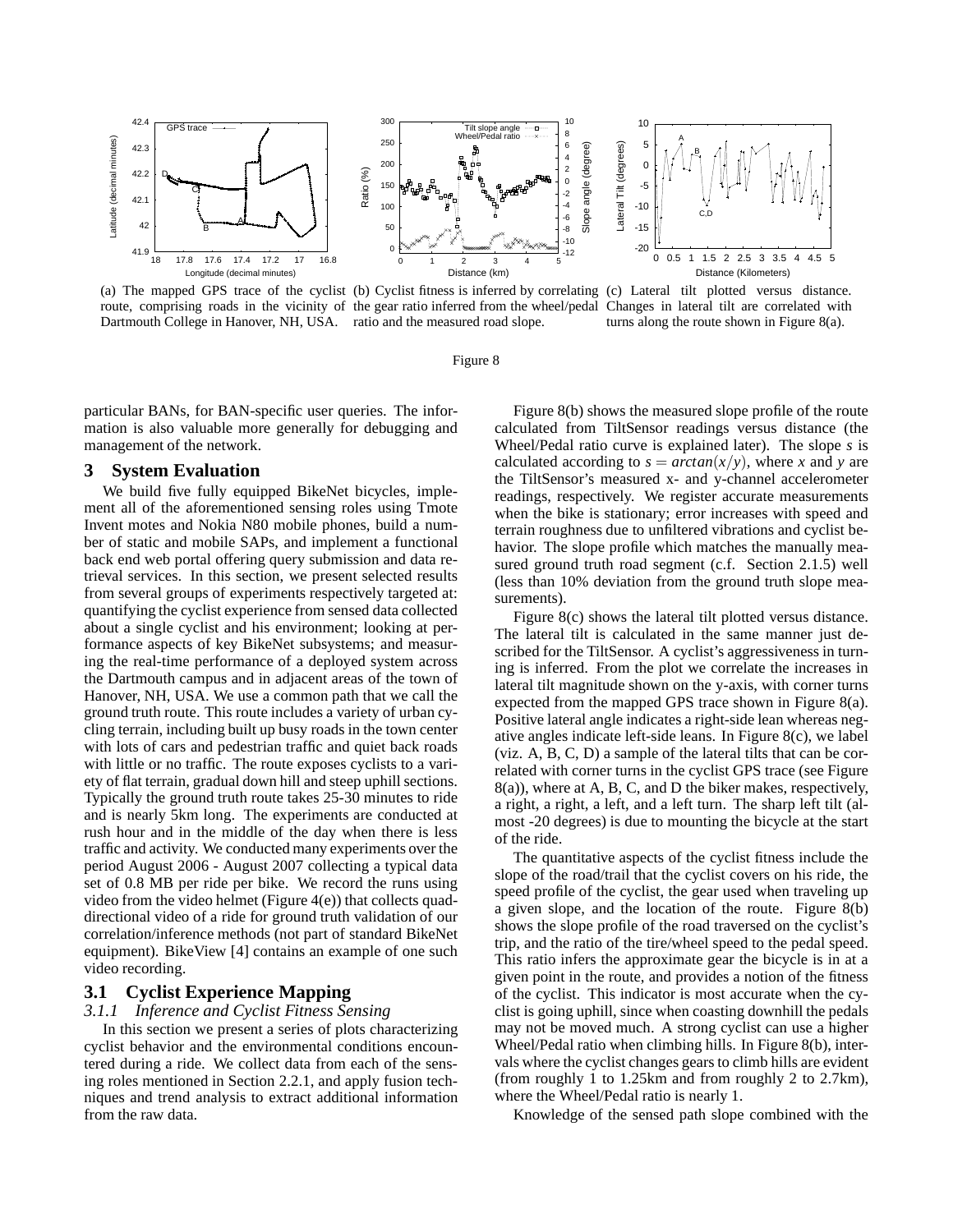(a) The mapped GPS trace of the cyclist route, comprising roads in the vicinity of Dartmouth College in Hanover, NH, USA.

(b) Cyclist fitness is inferred by correlating the gear ratio inferred from the wheel/pedal ratio and the measured road slope.

(c) Lateral tilt plotted versus distance. Changes in lateral tilt are correlated with turns along the route shown in Figure 8(a).

Figure 8

particular BANs, for BAN-specific user queries. The information is also valuable more generally for debugging and management of the network.

## 3 System Evaluation

We build five fully equipped BikeNet bicycles, implement all of the aforementioned sensing roles using Tmote Invent motes and Nokia N80 mobile phones, build a number of static and mobile SAPs, and implement a functional back end web portal offering query submission and data retrieval services. In this section, we present selected results from several groups of experiments respectively targeted at: quantifying the cyclist experience from sensed data collected about a single cyclist and his environment; looking at performance aspects of key BikeNet subsystems; and measuring the real-time performance of a deployed system across the Dartmouth campus and in adjacent areas of the town of Hanover, NH, USA. We use a common path that we call the ground truth route. This route includes a variety of urban cycling terrain, including built up busy roads in the town center with lots of cars and pedestrian traffic and quiet back roads with little or no traffic. The route exposes cyclists to a variety of flat terrain, gradual down hill and steep uphill sections. Typically the ground truth route takes 25-30 minutes to ride and is nearly 5km long. The experiments are conducted at rush hour and in the middle of the day when there is less traffic and activity. We conducted many experiments over the period August 2006 - August 2007 collecting a typical data set of 0.8 MB per ride per bike. We record the runs using video from the video helmet (Figure 4(e)) that collects quad-directional video of a ride for ground truth validation of our correlation/inference methods (not part of standard BikeNet equipment). BikeView [4] contains an example of one such video recording.

### 3.1 Cyclist Experience Mapping

#### *3.1.1 Inference and Cyclist Fitness Sensing*

In this section we present a series of plots characterizing cyclist behavior and the environmental conditions encountered during a ride. We collect data from each of the sensing roles mentioned in Section 2.2.1, and apply fusion techniques and trend analysis to extract additional information from the raw data.

Figure 8(b) shows the measured slope profile of the route calculated from TiltSensor readings versus distance (the Wheel/Pedal ratio curve is explained later). The slope $s$ is calculated according to $s = arctan(x/y)$, where $x$ and $y$ are the TiltSensor's measured x- and y-channel accelerometer readings, respectively. We register accurate measurements when the bike is stationary; error increases with speed and terrain roughness due to unfiltered vibrations and cyclist behavior. The slope profile which matches the manually measured ground truth road segment (c.f. Section 2.1.5) well (less than 10% deviation from the ground truth slope measurements).

Figure 8(c) shows the lateral tilt plotted versus distance. The lateral tilt is calculated in the same manner just described for the TiltSensor. A cyclist's aggressiveness in turning is inferred. From the plot we correlate the increases in lateral tilt magnitude shown on the y-axis, with corner turns expected from the mapped GPS trace shown in Figure 8(a). Positive lateral angle indicates a right-side lean whereas negative angles indicate left-side leans. In Figure 8(c), we label (viz. A, B, C, D) a sample of the lateral tilts that can be correlated with corner turns in the cyclist GPS trace (see Figure 8(a)), where at A, B, C, and D the biker makes, respectively, a right, a right, a left, and a left turn. The sharp left tilt (almost -20 degrees) is due to mounting the bicycle at the start of the ride.

The quantitative aspects of the cyclist fitness include the slope of the road/trail that the cyclist covers on his ride, the speed profile of the cyclist, the gear used when traveling up a given slope, and the location of the route. Figure 8(b) shows the slope profile of the road traversed on the cyclist's trip, and the ratio of the tire/wheel speed to the pedal speed. This ratio infers the approximate gear the bicycle is in at a given point in the route, and provides a notion of the fitness of the cyclist. This indicator is most accurate when the cyclist is going uphill, since when coasting downhill the pedals may not be moved much. A strong cyclist can use a higher Wheel/Pedal ratio when climbing hills. In Figure 8(b), intervals where the cyclist changes gears to climb hills are evident (from roughly 1 to 1.25km and from roughly 2 to 2.7km), where the Wheel/Pedal ratio is nearly 1.

Knowledge of the sensed path slope combined with the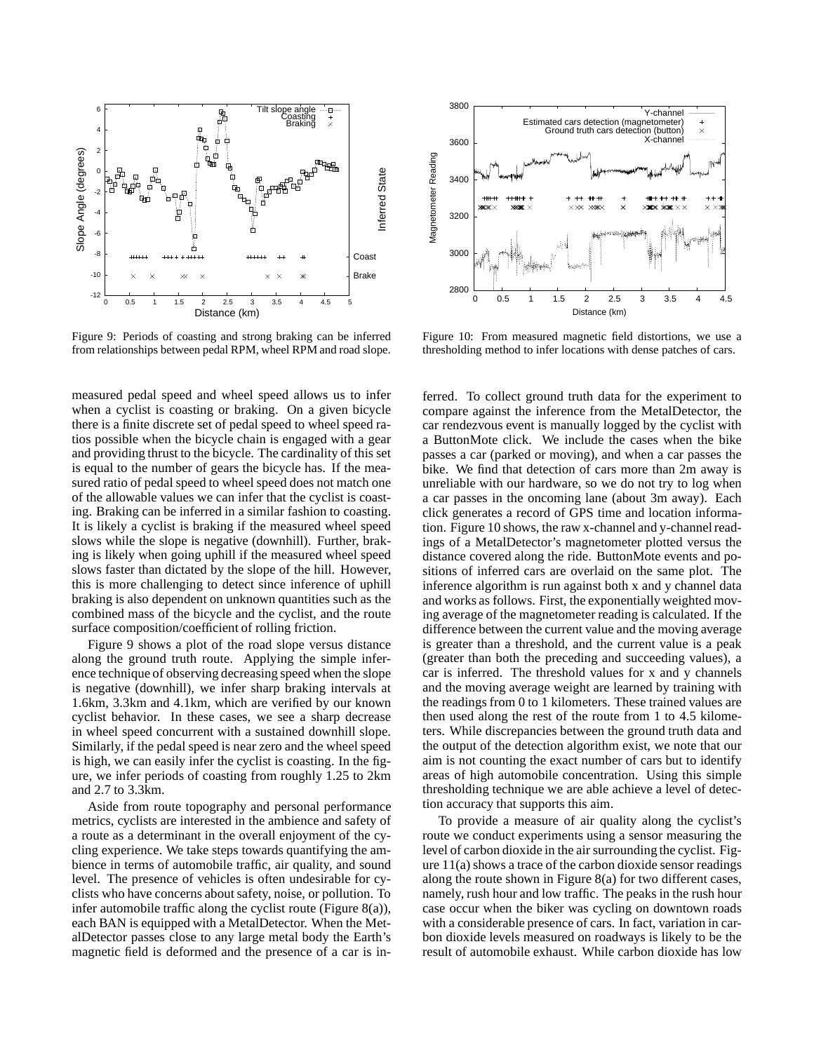Figure 9: Periods of coasting and strong braking can be inferred from relationships between pedal RPM, wheel RPM and road slope.

Figure 10: From measured magnetic field distortions, we use a thresholding method to infer locations with dense patches of cars.

measured pedal speed and wheel speed allows us to infer when a cyclist is coasting or braking. On a given bicycle there is a finite discrete set of pedal speed to wheel speed ratios possible when the bicycle chain is engaged with a gear and providing thrust to the bicycle. The cardinality of this set is equal to the number of gears the bicycle has. If the measured ratio of pedal speed to wheel speed does not match one of the allowable values we can infer that the cyclist is coasting. Braking can be inferred in a similar fashion to coasting. It is likely a cyclist is braking if the measured wheel speed slows while the slope is negative (downhill). Further, braking is likely when going uphill if the measured wheel speed slows faster than dictated by the slope of the hill. However, this is more challenging to detect since inference of uphill braking is also dependent on unknown quantities such as the combined mass of the bicycle and the cyclist, and the route surface composition/coefficient of rolling friction.

Figure 9 shows a plot of the road slope versus distance along the ground truth route. Applying the simple inference technique of observing decreasing speed when the slope is negative (downhill), we infer sharp braking intervals at 1.6km, 3.3km and 4.1km, which are verified by our known cyclist behavior. In these cases, we see a sharp decrease in wheel speed concurrent with a sustained downhill slope. Similarly, if the pedal speed is near zero and the wheel speed is high, we can easily infer the cyclist is coasting. In the figure, we infer periods of coasting from roughly 1.25 to 2km and 2.7 to 3.3km.

Aside from route topography and personal performance metrics, cyclists are interested in the ambience and safety of a route as a determinant in the overall enjoyment of the cycling experience. We take steps towards quantifying the ambience in terms of automobile traffic, air quality, and sound level. The presence of vehicles is often undesirable for cyclists who have concerns about safety, noise, or pollution. To infer automobile traffic along the cyclist route (Figure 8(a)), each BAN is equipped with a MetalDetector. When the MetalDetector passes close to any large metal body the Earth's magnetic field is deformed and the presence of a car is inferred. To collect ground truth data for the experiment to compare against the inference from the MetalDetector, the car rendezvous event is manually logged by the cyclist with a ButtonMote click. We include the cases when the bike passes a car (parked or moving), and when a car passes the bike. We find that detection of cars more than 2m away is unreliable with our hardware, so we do not try to log when a car passes in the oncoming lane (about 3m away). Each click generates a record of GPS time and location information. Figure 10 shows, the raw x-channel and y-channel readings of a MetalDetector's magnetometer plotted versus the distance covered along the ride. ButtonMote events and positions of inferred cars are overlaid on the same plot. The inference algorithm is run against both x and y channel data and works as follows. First, the exponentially weighted moving average of the magnetometer reading is calculated. If the difference between the current value and the moving average is greater than a threshold, and the current value is a peak (greater than both the preceding and succeeding values), a car is inferred. The threshold values for x and y channels and the moving average weight are learned by training with the readings from 0 to 1 kilometers. These trained values are then used along the rest of the route from 1 to 4.5 kilometers. While discrepancies between the ground truth data and the output of the detection algorithm exist, we note that our aim is not counting the exact number of cars but to identify areas of high automobile concentration. Using this simple thresholding technique we are able achieve a level of detection accuracy that supports this aim.

To provide a measure of air quality along the cyclist's route we conduct experiments using a sensor measuring the level of carbon dioxide in the air surrounding the cyclist. Figure 11(a) shows a trace of the carbon dioxide sensor readings along the route shown in Figure 8(a) for two different cases, namely, rush hour and low traffic. The peaks in the rush hour case occur when the biker was cycling on downtown roads with a considerable presence of cars. In fact, variation in carbon dioxide levels measured on roadways is likely to be the result of automobile exhaust. While carbon dioxide has low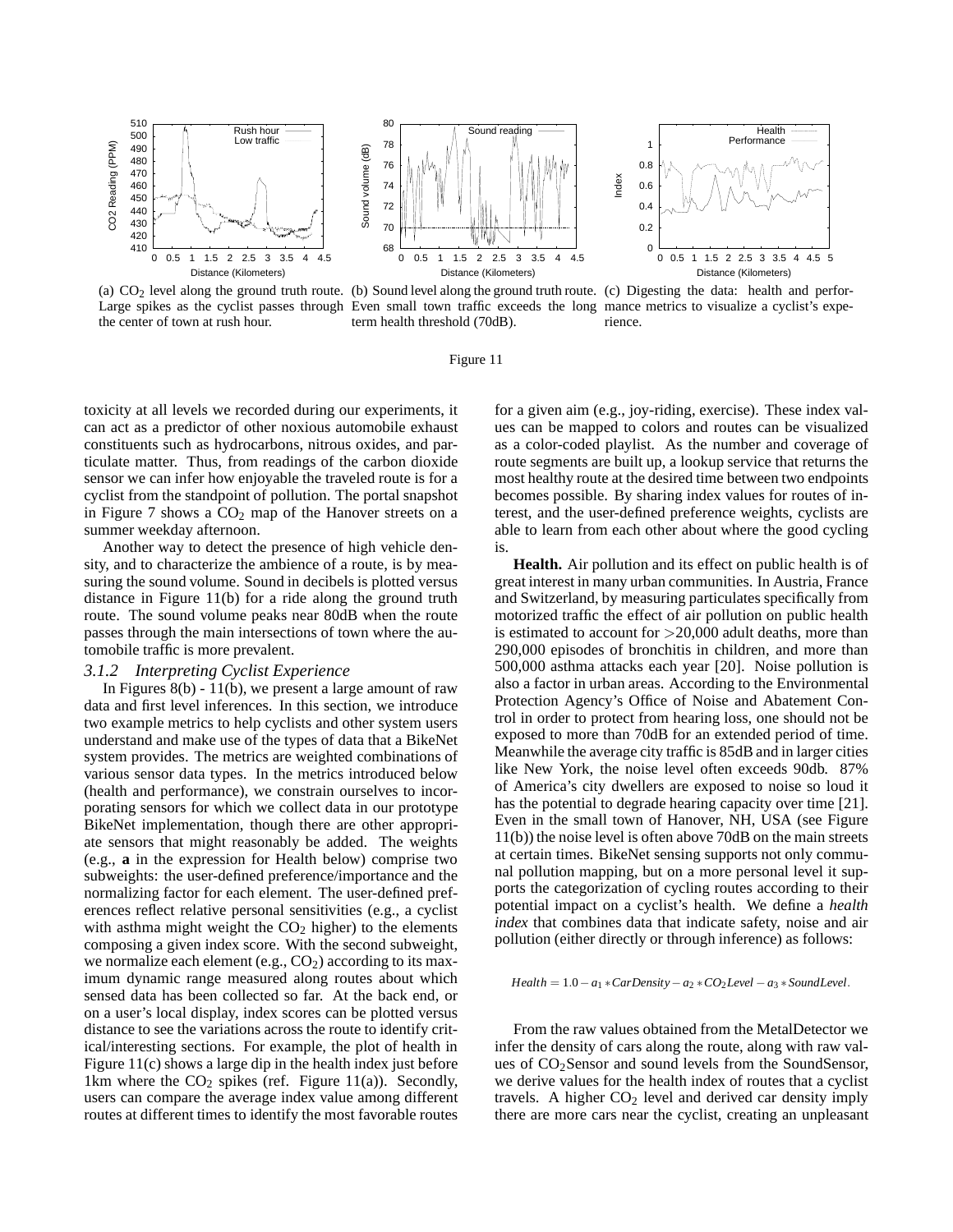(a) $CO_2$ level along the ground truth route. Large spikes as the cyclist passes through the center of town at rush hour.

(b) Sound level along the ground truth route. Even small town traffic exceeds the long term health threshold (70dB).

(c) Digesting the data: health and performance metrics to visualize a cyclist's experience.

Figure 11

toxicity at all levels we recorded during our experiments, it can act as a predictor of other noxious automobile exhaust constituents such as hydrocarbons, nitrous oxides, and particulate matter. Thus, from readings of the carbon dioxide sensor we can infer how enjoyable the traveled route is for a cyclist from the standpoint of pollution. The portal snapshot in Figure 7 shows a $CO_2$ map of the Hanover streets on a summer weekday afternoon.

Another way to detect the presence of high vehicle density, and to characterize the ambience of a route, is by measuring the sound volume. Sound in decibels is plotted versus distance in Figure 11(b) for a ride along the ground truth route. The sound volume peaks near 80dB when the route passes through the main intersections of town where the automobile traffic is more prevalent.

### 3.1.2 Interpreting Cyclist Experience

In Figures 8(b) - 11(b), we present a large amount of raw data and first level inferences. In this section, we introduce two example metrics to help cyclists and other system users understand and make use of the types of data that a BikeNet system provides. The metrics are weighted combinations of various sensor data types. In the metrics introduced below (health and performance), we constrain ourselves to incorporating sensors for which we collect data in our prototype BikeNet implementation, though there are other appropriate sensors that might reasonably be added. The weights (e.g., **a** in the expression for Health below) comprise two subweights: the user-defined preference/importance and the normalizing factor for each element. The user-defined preferences reflect relative personal sensitivities (e.g., a cyclist with asthma might weight the $CO_2$ higher) to the elements composing a given index score. With the second subweight, we normalize each element (e.g., $CO_2$) according to its maximum dynamic range measured along routes about which sensed data has been collected so far. At the back end, or on a user's local display, index scores can be plotted versus distance to see the variations across the route to identify critical/interesting sections. For example, the plot of health in Figure 11(c) shows a large dip in the health index just before 1km where the $CO_2$ spikes (ref. Figure 11(a)). Secondly, users can compare the average index value among different routes at different times to identify the most favorable routes for a given aim (e.g., joy-riding, exercise). These index values can be mapped to colors and routes can be visualized as a color-coded playlist. As the number and coverage of route segments are built up, a lookup service that returns the most healthy route at the desired time between two endpoints becomes possible. By sharing index values for routes of interest, and the user-defined preference weights, cyclists are able to learn from each other about where the good cycling is.

**Health.** Air pollution and its effect on public health is of great interest in many urban communities. In Austria, France and Switzerland, by measuring particulates specifically from motorized traffic the effect of air pollution on public health is estimated to account for >20,000 adult deaths, more than 290,000 episodes of bronchitis in children, and more than 500,000 asthma attacks each year [20]. Noise pollution is also a factor in urban areas. According to the Environmental Protection Agency's Office of Noise and Abatement Control in order to protect from hearing loss, one should not be exposed to more than 70dB for an extended period of time. Meanwhile the average city traffic is 85dB and in larger cities like New York, the noise level often exceeds 90db. 87% of America's city dwellers are exposed to noise so loud it has the potential to degrade hearing capacity over time [21]. Even in the small town of Hanover, NH, USA (see Figure 11(b)) the noise level is often above 70dB on the main streets at certain times. BikeNet sensing supports not only communal pollution mapping, but on a more personal level it supports the categorization of cycling routes according to their potential impact on a cyclist's health. We define a *health index* that combines data that indicate safety, noise and air pollution (either directly or through inference) as follows:

$$Health = 1.0 - a_1 * CarDensity - a_2 * CO_2Level - a_3 * SoundLevel.$$

From the raw values obtained from the MetalDetector we infer the density of cars along the route, along with raw values of $CO_2$Sensor and sound levels from the SoundSensor, we derive values for the health index of routes that a cyclist travels. A higher $CO_2$ level and derived car density imply there are more cars near the cyclist, creating an unpleasant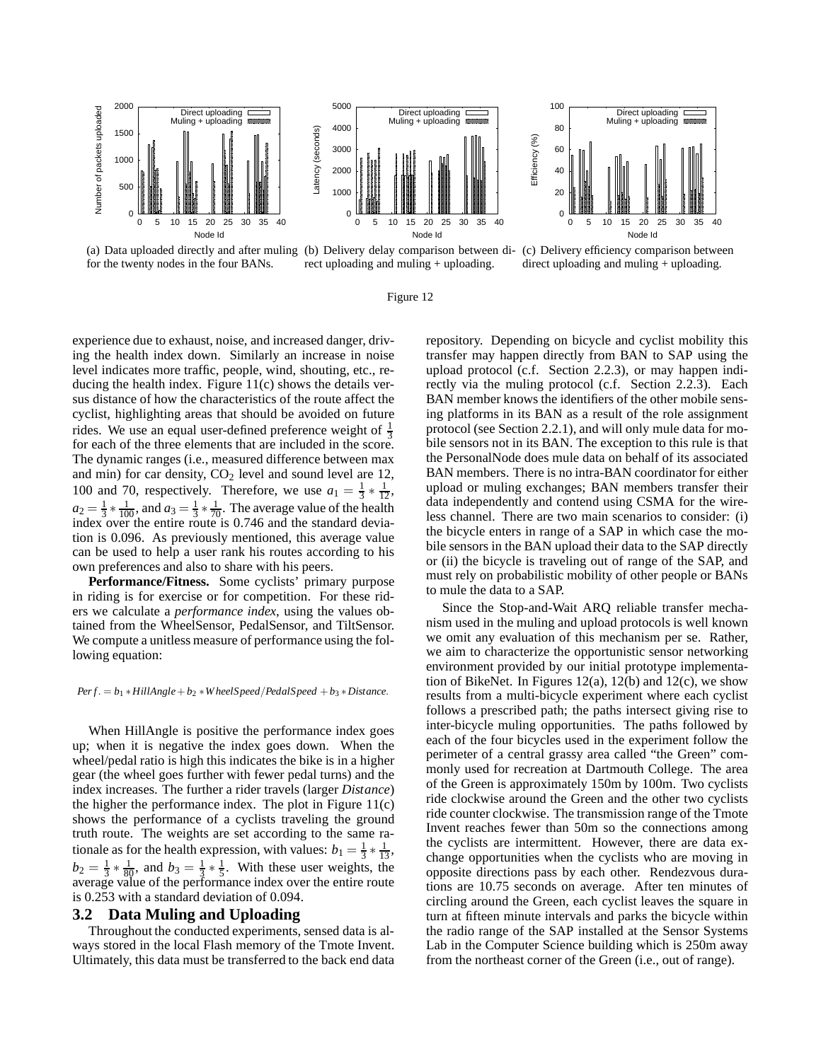2000
1500
1000
500
0
Number of packets uploaded
0 5 10 15 20 25 30 35 40
Node Id
Direct uploading
Muling + uploading

(a) Data uploaded directly and after muling for the twenty nodes in the four BANs.

5000
4000
3000
2000
1000
0
Latency (seconds)
0 5 10 15 20 25 30 35 40
Node Id
Direct uploading
Muling + uploading

(b) Delivery delay comparison between direct uploading and muling + uploading.

100
80
60
40
20
0
Efficiency (%)
0 5 10 15 20 25 30 35 40
Node Id
Direct uploading
Muling + uploading

(c) Delivery efficiency comparison between direct uploading and muling + uploading.

Figure 12

experience due to exhaust, noise, and increased danger, driving the health index down. Similarly an increase in noise level indicates more traffic, people, wind, shouting, etc., reducing the health index. Figure 11(c) shows the details versus distance of how the characteristics of the route affect the cyclist, highlighting areas that should be avoided on future rides. We use an equal user-defined preference weight of $\frac{1}{3}$ for each of the three elements that are included in the score. The dynamic ranges (i.e., measured difference between max and min) for car density, $CO_2$ level and sound level are 12, 100 and 70, respectively. Therefore, we use $a_1 = \frac{1}{3} * \frac{1}{12}$, $a_2 = \frac{1}{3} * \frac{1}{100}$, and $a_3 = \frac{1}{3} * \frac{1}{70}$. The average value of the health index over the entire route is 0.746 and the standard deviation is 0.096. As previously mentioned, this average value can be used to help a user rank his routes according to his own preferences and also to share with his peers.

**Performance/Fitness.** Some cyclists' primary purpose in riding is for exercise or for competition. For these riders we calculate a *performance index*, using the values obtained from the WheelSensor, PedalSensor, and TiltSensor. We compute a unitless measure of performance using the following equation:

$$Perf. = b_1 * HillAngle + b_2 * WheelSpeed/PedalSpeed + b_3 * Distance.$$

When HillAngle is positive the performance index goes up; when it is negative the index goes down. When the wheel/pedal ratio is high this indicates the bike is in a higher gear (the wheel goes further with fewer pedal turns) and the index increases. The further a rider travels (larger *Distance*) the higher the performance index. The plot in Figure 11(c) shows the performance of a cyclists traveling the ground truth route. The weights are set according to the same rationale as for the health expression, with values: $b_1 = \frac{1}{3} * \frac{1}{13}$, $b_2 = \frac{1}{3} * \frac{1}{80}$, and $b_3 = \frac{1}{3} * \frac{1}{5}$. With these user weights, the average value of the performance index over the entire route is 0.253 with a standard deviation of 0.094.

## 3.2 Data Muling and Uploading

Throughout the conducted experiments, sensed data is always stored in the local Flash memory of the Tmote Invent. Ultimately, this data must be transferred to the back end data repository. Depending on bicycle and cyclist mobility this transfer may happen directly from BAN to SAP using the upload protocol (c.f. Section 2.2.3), or may happen indirectly via the muling protocol (c.f. Section 2.2.3). Each BAN member knows the identifiers of the other mobile sensing platforms in its BAN as a result of the role assignment protocol (see Section 2.2.1), and will only mule data for mobile sensors not in its BAN. The exception to this rule is that the PersonalNode does mule data on behalf of its associated BAN members. There is no intra-BAN coordinator for either upload or muling exchanges; BAN members transfer their data independently and contend using CSMA for the wireless channel. There are two main scenarios to consider: (i) the bicycle enters in range of a SAP in which case the mobile sensors in the BAN upload their data to the SAP directly or (ii) the bicycle is traveling out of range of the SAP, and must rely on probabilistic mobility of other people or BANs to mule the data to a SAP.

Since the Stop-and-Wait ARQ reliable transfer mechanism used in the muling and upload protocols is well known we omit any evaluation of this mechanism per se. Rather, we aim to characterize the opportunistic sensor networking environment provided by our initial prototype implementation of BikeNet. In Figures 12(a), 12(b) and 12(c), we show results from a multi-bicycle experiment where each cyclist follows a prescribed path; the paths intersect giving rise to inter-bicycle muling opportunities. The paths followed by each of the four bicycles used in the experiment follow the perimeter of a central grassy area called "the Green" commonly used for recreation at Dartmouth College. The area of the Green is approximately 150m by 100m. Two cyclists ride clockwise around the Green and the other two cyclists ride counter clockwise. The transmission range of the Tmote Invent reaches fewer than 50m so the connections among the cyclists are intermittent. However, there are data exchange opportunities when the cyclists who are moving in opposite directions pass by each other. Rendezvous durations are 10.75 seconds on average. After ten minutes of circling around the Green, each cyclist leaves the square in turn at fifteen minute intervals and parks the bicycle within the radio range of the SAP installed at the Sensor Systems Lab in the Computer Science building which is 250m away from the northeast corner of the Green (i.e., out of range).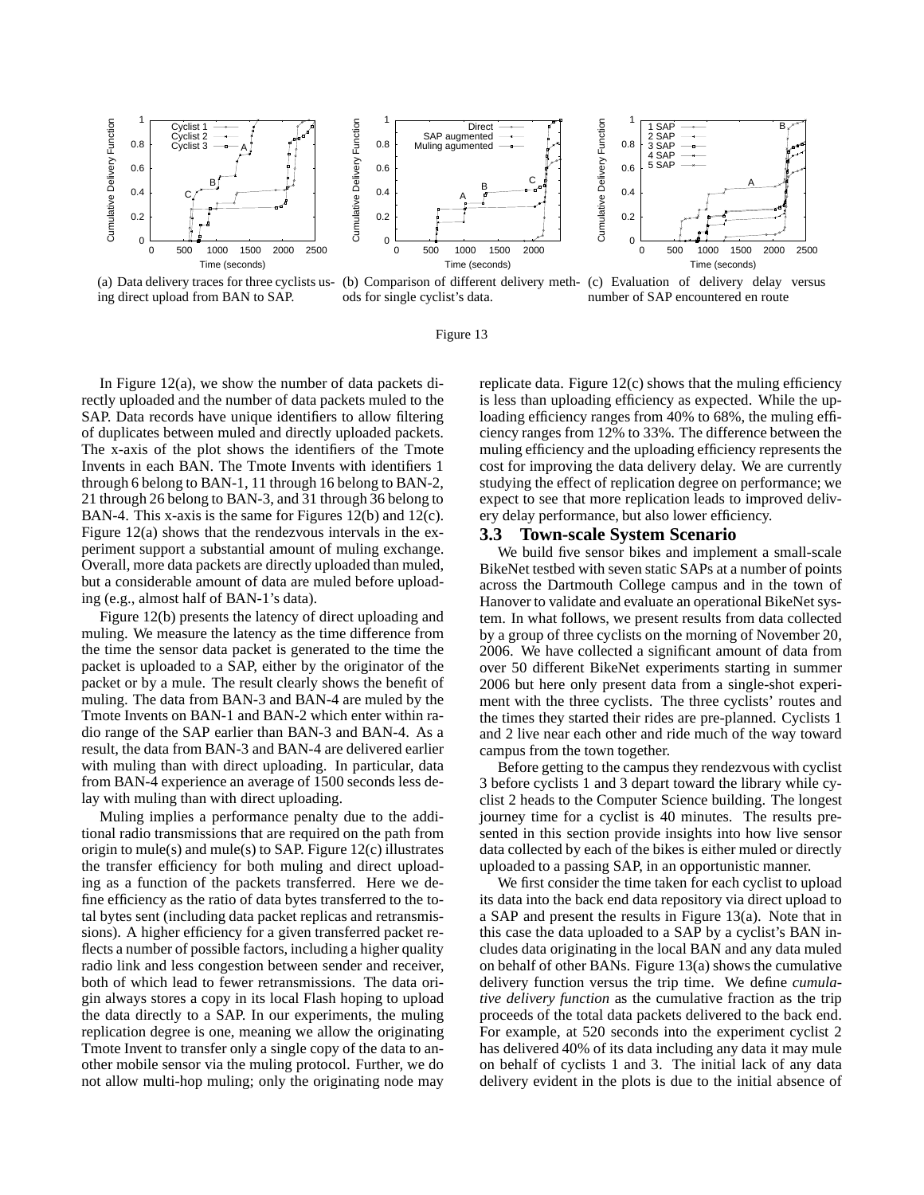(a) Data delivery traces for three cyclists using direct upload from BAN to SAP.

(b) Comparison of different delivery methods for single cyclist's data.

(c) Evaluation of delivery delay versus number of SAP encountered en route

Figure 13

In Figure 12(a), we show the number of data packets directly uploaded and the number of data packets muled to the SAP. Data records have unique identifiers to allow filtering of duplicates between muled and directly uploaded packets. The x-axis of the plot shows the identifiers of the Tmote Invents in each BAN. The Tmote Invents with identifiers 1 through 6 belong to BAN-1, 11 through 16 belong to BAN-2, 21 through 26 belong to BAN-3, and 31 through 36 belong to BAN-4. This x-axis is the same for Figures 12(b) and 12(c). Figure 12(a) shows that the rendezvous intervals in the experiment support a substantial amount of muling exchange. Overall, more data packets are directly uploaded than muled, but a considerable amount of data are muled before uploading (e.g., almost half of BAN-1's data).

Figure 12(b) presents the latency of direct uploading and muling. We measure the latency as the time difference from the time the sensor data packet is generated to the time the packet is uploaded to a SAP, either by the originator of the packet or by a mule. The result clearly shows the benefit of muling. The data from BAN-3 and BAN-4 are muled by the Tmote Invents on BAN-1 and BAN-2 which enter within radio range of the SAP earlier than BAN-3 and BAN-4. As a result, the data from BAN-3 and BAN-4 are delivered earlier with muling than with direct uploading. In particular, data from BAN-4 experience an average of 1500 seconds less delay with muling than with direct uploading.

Muling implies a performance penalty due to the additional radio transmissions that are required on the path from origin to mule(s) and mule(s) to SAP. Figure 12(c) illustrates the transfer efficiency for both muling and direct uploading as a function of the packets transferred. Here we define efficiency as the ratio of data bytes transferred to the total bytes sent (including data packet replicas and retransmissions). A higher efficiency for a given transferred packet reflects a number of possible factors, including a higher quality radio link and less congestion between sender and receiver, both of which lead to fewer retransmissions. The data origin always stores a copy in its local Flash hoping to upload the data directly to a SAP. In our experiments, the muling replication degree is one, meaning we allow the originating Tmote Invent to transfer only a single copy of the data to another mobile sensor via the muling protocol. Further, we do not allow multi-hop muling; only the originating node may replicate data. Figure 12(c) shows that the muling efficiency is less than uploading efficiency as expected. While the uploading efficiency ranges from 40% to 68%, the muling efficiency ranges from 12% to 33%. The difference between the muling efficiency and the uploading efficiency represents the cost for improving the data delivery delay. We are currently studying the effect of replication degree on performance; we expect to see that more replication leads to improved delivery delay performance, but also lower efficiency.

### 3.3 Town-scale System Scenario

We build five sensor bikes and implement a small-scale BikeNet testbed with seven static SAPs at a number of points across the Dartmouth College campus and in the town of Hanover to validate and evaluate an operational BikeNet system. In what follows, we present results from data collected by a group of three cyclists on the morning of November 20, 2006. We have collected a significant amount of data from over 50 different BikeNet experiments starting in summer 2006 but here only present data from a single-shot experiment with the three cyclists. The three cyclists' routes and the times they started their rides are pre-planned. Cyclists 1 and 2 live near each other and ride much of the way toward campus from the town together.

Before getting to the campus they rendezvous with cyclist 3 before cyclists 1 and 3 depart toward the library while cyclist 2 heads to the Computer Science building. The longest journey time for a cyclist is 40 minutes. The results presented in this section provide insights into how live sensor data collected by each of the bikes is either muled or directly uploaded to a passing SAP, in an opportunistic manner.

We first consider the time taken for each cyclist to upload its data into the back end data repository via direct upload to a SAP and present the results in Figure 13(a). Note that in this case the data uploaded to a SAP by a cyclist's BAN includes data originating in the local BAN and any data muled on behalf of other BANs. Figure 13(a) shows the cumulative delivery function versus the trip time. We define *cumulative delivery function* as the cumulative fraction as the trip proceeds of the total data packets delivered to the back end. For example, at 520 seconds into the experiment cyclist 2 has delivered 40% of its data including any data it may mule on behalf of cyclists 1 and 3. The initial lack of any data delivery evident in the plots is due to the initial absence of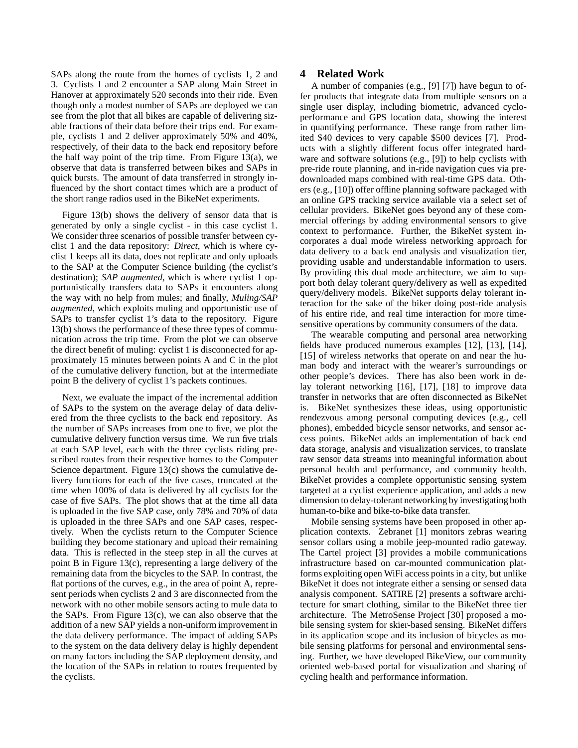SAPs along the route from the homes of cyclists 1, 2 and 3. Cyclists 1 and 2 encounter a SAP along Main Street in Hanover at approximately 520 seconds into their ride. Even though only a modest number of SAPs are deployed we can see from the plot that all bikes are capable of delivering sizable fractions of their data before their trips end. For example, cyclists 1 and 2 deliver approximately 50% and 40%, respectively, of their data to the back end repository before the half way point of the trip time. From Figure 13(a), we observe that data is transferred between bikes and SAPs in quick bursts. The amount of data transferred in strongly influenced by the short contact times which are a product of the short range radios used in the BikeNet experiments.

Figure 13(b) shows the delivery of sensor data that is generated by only a single cyclist - in this case cyclist 1. We consider three scenarios of possible transfer between cyclist 1 and the data repository: *Direct*, which is where cyclist 1 keeps all its data, does not replicate and only uploads to the SAP at the Computer Science building (the cyclist's destination); *SAP augmented*, which is where cyclist 1 opportunistically transfers data to SAPs it encounters along the way with no help from mules; and finally, *Muling/SAP augmented*, which exploits muling and opportunistic use of SAPs to transfer cyclist 1's data to the repository. Figure 13(b) shows the performance of these three types of communication across the trip time. From the plot we can observe the direct benefit of muling: cyclist 1 is disconnected for approximately 15 minutes between points A and C in the plot of the cumulative delivery function, but at the intermediate point B the delivery of cyclist 1's packets continues.

Next, we evaluate the impact of the incremental addition of SAPs to the system on the average delay of data delivered from the three cyclists to the back end repository. As the number of SAPs increases from one to five, we plot the cumulative delivery function versus time. We run five trials at each SAP level, each with the three cyclists riding prescribed routes from their respective homes to the Computer Science department. Figure 13(c) shows the cumulative delivery functions for each of the five cases, truncated at the time when 100% of data is delivered by all cyclists for the case of five SAPs. The plot shows that at the time all data is uploaded in the five SAP case, only 78% and 70% of data is uploaded in the three SAPs and one SAP cases, respectively. When the cyclists return to the Computer Science building they become stationary and upload their remaining data. This is reflected in the steep step in all the curves at point B in Figure 13(c), representing a large delivery of the remaining data from the bicycles to the SAP. In contrast, the flat portions of the curves, e.g., in the area of point A, represent periods when cyclists 2 and 3 are disconnected from the network with no other mobile sensors acting to mule data to the SAPs. From Figure 13(c), we can also observe that the addition of a new SAP yields a non-uniform improvement in the data delivery performance. The impact of adding SAPs to the system on the data delivery delay is highly dependent on many factors including the SAP deployment density, and the location of the SAPs in relation to routes frequented by the cyclists.

## 4 Related Work

A number of companies (e.g., [9] [7]) have begun to offer products that integrate data from multiple sensors on a single user display, including biometric, advanced cycloperformance and GPS location data, showing the interest in quantifying performance. These range from rather limited $40 devices to very capable $500 devices [7]. Products with a slightly different focus offer integrated hardware and software solutions (e.g., [9]) to help cyclists with pre-ride route planning, and in-ride navigation cues via predownloaded maps combined with real-time GPS data. Others (e.g., [10]) offer offline planning software packaged with an online GPS tracking service available via a select set of cellular providers. BikeNet goes beyond any of these commercial offerings by adding environmental sensors to give context to performance. Further, the BikeNet system incorporates a dual mode wireless networking approach for data delivery to a back end analysis and visualization tier, providing usable and understandable information to users. By providing this dual mode architecture, we aim to support both delay tolerant query/delivery as well as expedited query/delivery models. BikeNet supports delay tolerant interaction for the sake of the biker doing post-ride analysis of his entire ride, and real time interaction for more time-sensitive operations by community consumers of the data.

The wearable computing and personal area networking fields have produced numerous examples [12], [13], [14], [15] of wireless networks that operate on and near the human body and interact with the wearer's surroundings or other people's devices. There has also been work in delay tolerant networking [16], [17], [18] to improve data transfer in networks that are often disconnected as BikeNet is. BikeNet synthesizes these ideas, using opportunistic rendezvous among personal computing devices (e.g., cell phones), embedded bicycle sensor networks, and sensor access points. BikeNet adds an implementation of back end data storage, analysis and visualization services, to translate raw sensor data streams into meaningful information about personal health and performance, and community health. BikeNet provides a complete opportunistic sensing system targeted at a cyclist experience application, and adds a new dimension to delay-tolerant networking by investigating both human-to-bike and bike-to-bike data transfer.

Mobile sensing systems have been proposed in other application contexts. Zebranet [1] monitors zebras wearing sensor collars using a mobile jeep-mounted radio gateway. The Cartel project [3] provides a mobile communications infrastructure based on car-mounted communication platforms exploiting open WiFi access points in a city, but unlike BikeNet it does not integrate either a sensing or sensed data analysis component. SATIRE [2] presents a software architecture for smart clothing, similar to the BikeNet three tier architecture. The MetroSense Project [30] proposed a mobile sensing system for skier-based sensing. BikeNet differs in its application scope and its inclusion of bicycles as mobile sensing platforms for personal and environmental sensing. Further, we have developed BikeView, our community oriented web-based portal for visualization and sharing of cycling health and performance information.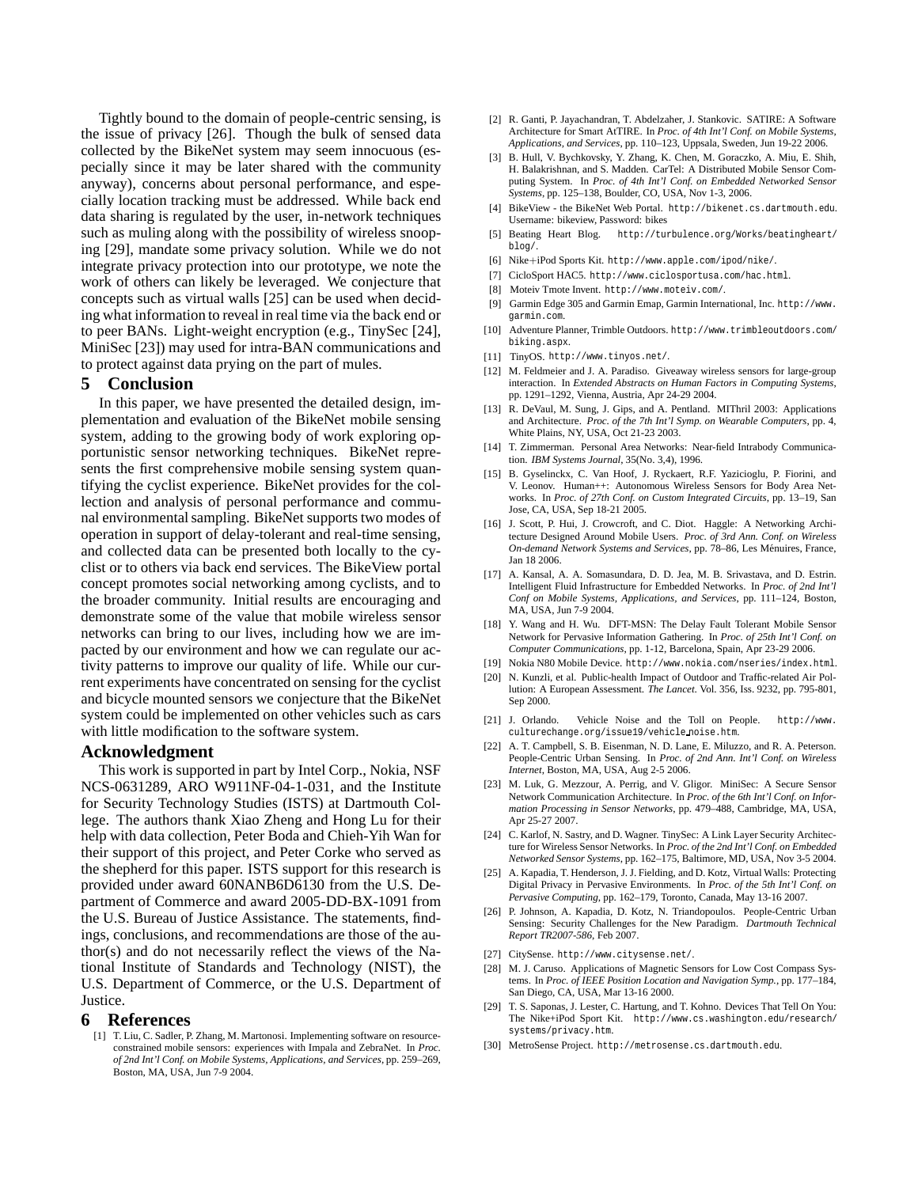Tightly bound to the domain of people-centric sensing, is the issue of privacy [26]. Though the bulk of sensed data collected by the BikeNet system may seem innocuous (especially since it may be later shared with the community anyway), concerns about personal performance, and especially location tracking must be addressed. While back end data sharing is regulated by the user, in-network techniques such as muling along with the possibility of wireless snooping [29], mandate some privacy solution. While we do not integrate privacy protection into our prototype, we note the work of others can likely be leveraged. We conjecture that concepts such as virtual walls [25] can be used when deciding what information to reveal in real time via the back end or to peer BANs. Light-weight encryption (e.g., TinySec [24], MiniSec [23]) may used for intra-BAN communications and to protect against data prying on the part of mules.

## 5 Conclusion

In this paper, we have presented the detailed design, implementation and evaluation of the BikeNet mobile sensing system, adding to the growing body of work exploring opportunistic sensor networking techniques. BikeNet represents the first comprehensive mobile sensing system quantifying the cyclist experience. BikeNet provides for the collection and analysis of personal performance and communal environmental sampling. BikeNet supports two modes of operation in support of delay-tolerant and real-time sensing, and collected data can be presented both locally to the cyclist or to others via back end services. The BikeView portal concept promotes social networking among cyclists, and to the broader community. Initial results are encouraging and demonstrate some of the value that mobile wireless sensor networks can bring to our lives, including how we are impacted by our environment and how we can regulate our activity patterns to improve our quality of life. While our current experiments have concentrated on sensing for the cyclist and bicycle mounted sensors we conjecture that the BikeNet system could be implemented on other vehicles such as cars with little modification to the software system.

## Acknowledgment

This work is supported in part by Intel Corp., Nokia, NSF NCS-0631289, ARO W911NF-04-1-031, and the Institute for Security Technology Studies (ISTS) at Dartmouth College. The authors thank Xiao Zheng and Hong Lu for their help with data collection, Peter Boda and Chieh-Yih Wan for their support of this project, and Peter Corke who served as the shepherd for this paper. ISTS support for this research is provided under award 60NANB6D6130 from the U.S. Department of Commerce and award 2005-DD-BX-1091 from the U.S. Bureau of Justice Assistance. The statements, findings, conclusions, and recommendations are those of the author(s) and do not necessarily reflect the views of the National Institute of Standards and Technology (NIST), the U.S. Department of Commerce, or the U.S. Department of Justice.

## 6 References

[1] T. Liu, C. Sadler, P. Zhang, M. Martonosi. Implementing software on resource-constrained mobile sensors: experiences with Impala and ZebraNet. In *Proc. of 2nd Int'l Conf. on Mobile Systems, Applications, and Services*, pp. 259–269, Boston, MA, USA, Jun 7-9 2004.

[2] R. Ganti, P. Jayachandran, T. Abdelzaher, J. Stankovic. SATIRE: A Software Architecture for Smart AtTIRE. In *Proc. of 4th Int'l Conf. on Mobile Systems, Applications, and Services*, pp. 110–123, Uppsala, Sweden, Jun 19-22 2006.

[3] B. Hull, V. Bychkovsky, Y. Zhang, K. Chen, M. Goraczko, A. Miu, E. Shih, H. Balakrishnan, and S. Madden. CarTel: A Distributed Mobile Sensor Computing System. In *Proc. of 4th Int'l Conf. on Embedded Networked Sensor Systems*, pp. 125–138, Boulder, CO, USA, Nov 1-3, 2006.

[4] BikeView - the BikeNet Web Portal. http://bikenet.cs.dartmouth.edu. Username: bikeview, Password: bikes

[5] Beating Heart Blog. http://turbulence.org/Works/beatingheart/blog/.

[6] Nike+iPod Sports Kit. http://www.apple.com/ipod/nike/.

[7] CicloSport HAC5. http://www.ciclosportusa.com/hac.html.

[8] Moteiv Tmote Invent. http://www.moteiv.com/.

[9] Garmin Edge 305 and Garmin Emap, Garmin International, Inc. http://www.garmin.com.

[10] Adventure Planner, Trimble Outdoors. http://www.trimbleoutdoors.com/biking.aspx.

[11] TinyOS. http://www.tinyos.net/.

[12] M. Feldmeier and J. A. Paradiso. Giveaway wireless sensors for large-group interaction. In *Extended Abstracts on Human Factors in Computing Systems*, pp. 1291–1292, Vienna, Austria, Apr 24-29 2004.

[13] R. DeVaul, M. Sung, J. Gips, and A. Pentland. MIThril 2003: Applications and Architecture. *Proc. of the 7th Int'l Symp. on Wearable Computers*, pp. 4, White Plains, NY, USA, Oct 21-23 2003.

[14] T. Zimmerman. Personal Area Networks: Near-field Intrabody Communication. *IBM Systems Journal*, 35(No. 3,4), 1996.

[15] B. Gyselinckx, C. Van Hoof, J. Ryckaert, R.F. Yazicioglu, P. Fiorini, and V. Leonov. Human++: Autonomous Wireless Sensors for Body Area Networks. In *Proc. of 27th Conf. on Custom Integrated Circuits*, pp. 13–19, San Jose, CA, USA, Sep 18-21 2005.

[16] J. Scott, P. Hui, J. Crowcroft, and C. Diot. Haggle: A Networking Architecture Designed Around Mobile Users. *Proc. of 3rd Ann. Conf. on Wireless On-demand Network Systems and Services*, pp. 78–86, Les Ménuires, France, Jan 18 2006.

[17] A. Kansal, A. A. Somasundara, D. D. Jea, M. B. Srivastava, and D. Estrin. Intelligent Fluid Infrastructure for Embedded Networks. In *Proc. of 2nd Int'l Conf on Mobile Systems, Applications, and Services*, pp. 111–124, Boston, MA, USA, Jun 7-9 2004.

[18] Y. Wang and H. Wu. DFT-MSN: The Delay Fault Tolerant Mobile Sensor Network for Pervasive Information Gathering. In *Proc. of 25th Int'l Conf. on Computer Communications*, pp. 1-12, Barcelona, Spain, Apr 23-29 2006.

[19] Nokia N80 Mobile Device. http://www.nokia.com/nseries/index.html.

[20] N. Kunzli, et al. Public-health Impact of Outdoor and Traffic-related Air Pollution: A European Assessment. *The Lancet*. Vol. 356, Iss. 9232, pp. 795-801, Sep 2000.

[21] J. Orlando. Vehicle Noise and the Toll on People. http://www.culturechange.org/issue19/vehicle_noise.htm.

[22] A. T. Campbell, S. B. Eisenman, N. D. Lane, E. Miluzzo, and R. A. Peterson. People-Centric Urban Sensing. In *Proc. of 2nd Ann. Int'l Conf. on Wireless Internet*, Boston, MA, USA, Aug 2-5 2006.

[23] M. Luk, G. Mezzour, A. Perrig, and V. Gligor. MiniSec: A Secure Sensor Network Communication Architecture. In *Proc. of the 6th Int'l Conf. on Information Processing in Sensor Networks*, pp. 479–488, Cambridge, MA, USA, Apr 25-27 2007.

[24] C. Karlof, N. Sastry, and D. Wagner. TinySec: A Link Layer Security Architecture for Wireless Sensor Networks. In *Proc. of the 2nd Int'l Conf. on Embedded Networked Sensor Systems*, pp. 162–175, Baltimore, MD, USA, Nov 3-5 2004.

[25] A. Kapadia, T. Henderson, J. J. Fielding, and D. Kotz, Virtual Walls: Protecting Digital Privacy in Pervasive Environments. In *Proc. of the 5th Int'l Conf. on Pervasive Computing*, pp. 162–179, Toronto, Canada, May 13-16 2007.

[26] P. Johnson, A. Kapadia, D. Kotz, N. Triandopoulos. People-Centric Urban Sensing: Security Challenges for the New Paradigm. *Dartmouth Technical Report TR2007-586*, Feb 2007.

[27] CitySense. http://www.citysense.net/.

[28] M. J. Caruso. Applications of Magnetic Sensors for Low Cost Compass Systems. In *Proc. of IEEE Position Location and Navigation Symp.*, pp. 177–184, San Diego, CA, USA, Mar 13-16 2000.

[29] T. S. Saponas, J. Lester, C. Hartung, and T. Kohno. Devices That Tell On You: The Nike+iPod Sport Kit. http://www.cs.washington.edu/research/systems/privacy.htm.

[30] MetroSense Project. http://metrosense.cs.dartmouth.edu.